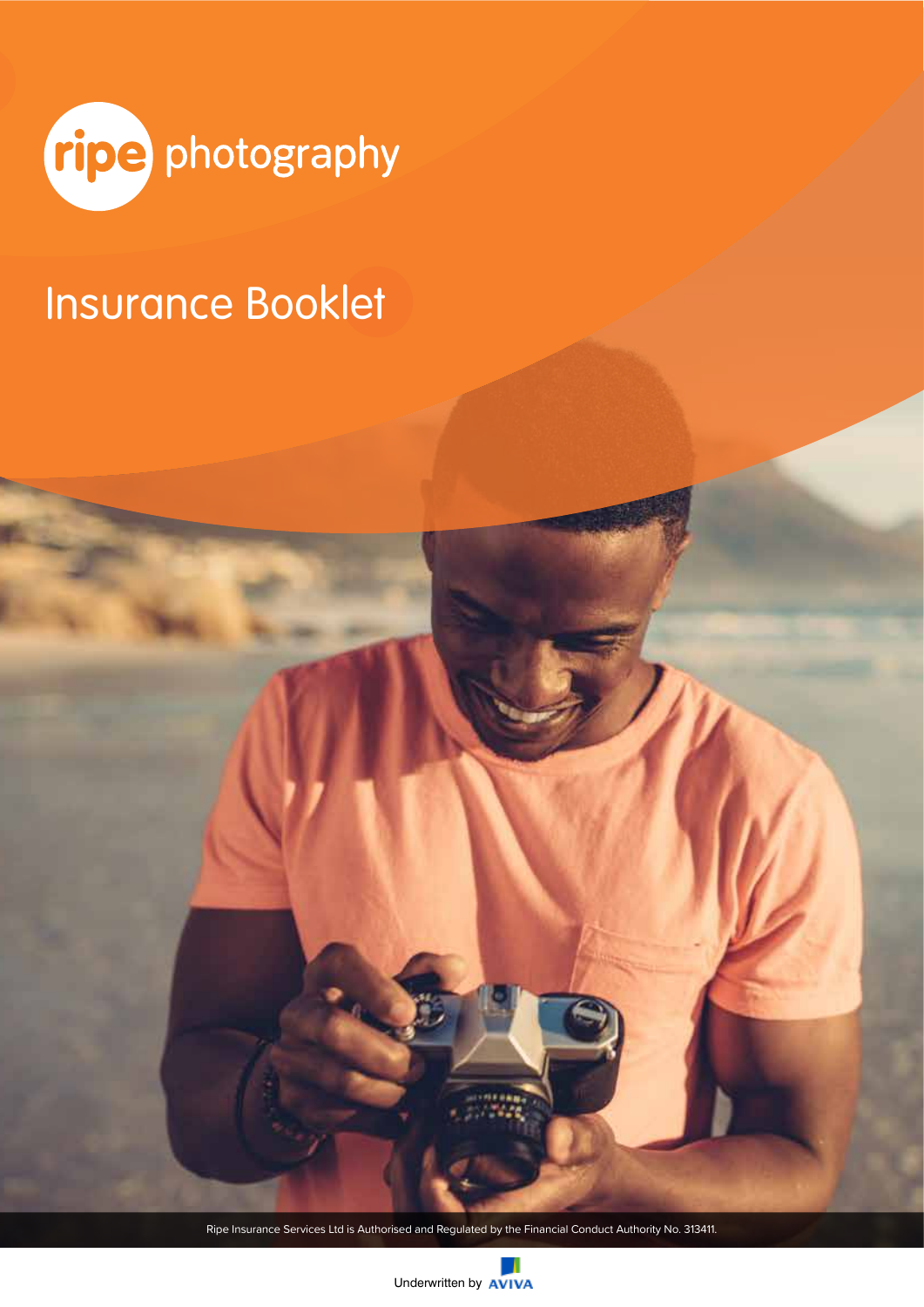ripe photography

# Insurance Booklet

Ripe Insurance Services Ltd is Authorised and Regulated by the Financial Conduct Authority No. 313411.

Underwritten by AVIVA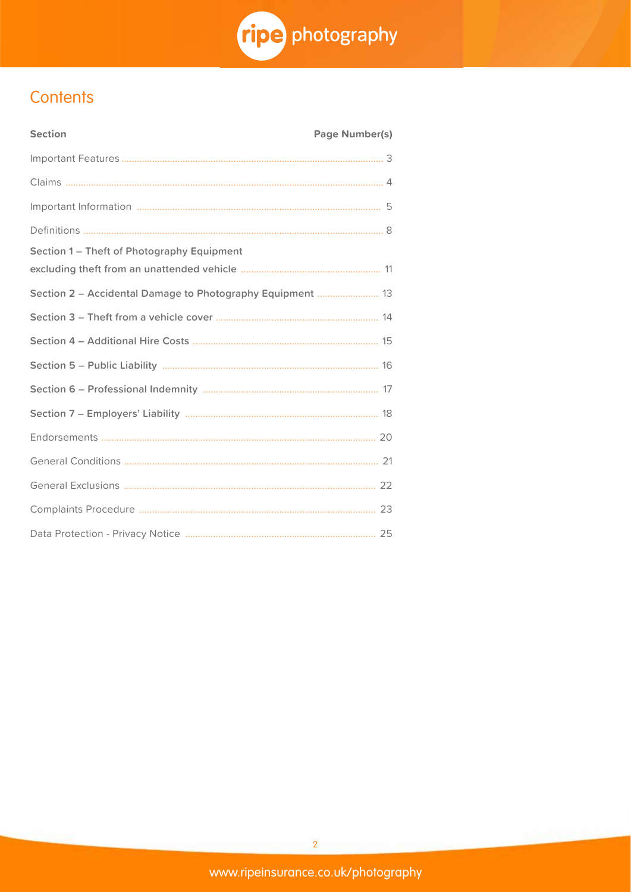# Contents

| Section | Page Number(s) |
| --- | --- |
| Important Features | 3 |
| Claims | 4 |
| Important Information | 5 |
| Definitions | 8 |
| **Section 1 – Theft of Photography Equipment excluding theft from an unattended vehicle** | 11 |
| **Section 2 – Accidental Damage to Photography Equipment** | 13 |
| **Section 3 – Theft from a vehicle cover** | 14 |
| **Section 4 – Additional Hire Costs** | 15 |
| **Section 5 – Public Liability** | 16 |
| **Section 6 – Professional Indemnity** | 17 |
| **Section 7 – Employers' Liability** | 18 |
| Endorsements | 20 |
| General Conditions | 21 |
| General Exclusions | 22 |
| Complaints Procedure | 23 |
| Data Protection - Privacy Notice | 25 |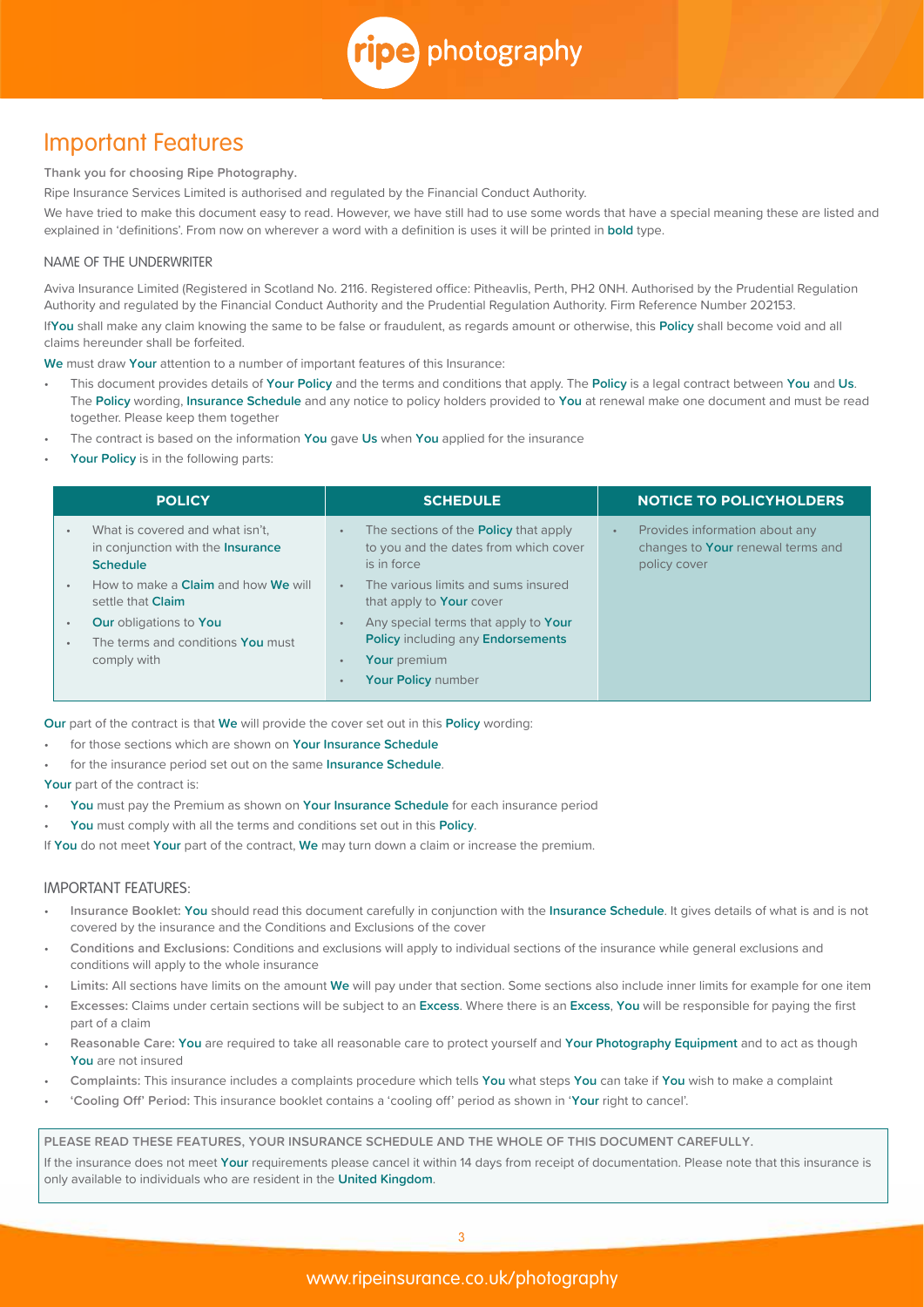# Important Features

**Thank you for choosing Ripe Photography.**

Ripe Insurance Services Limited is authorised and regulated by the Financial Conduct Authority.

We have tried to make this document easy to read. However, we have still had to use some words that have a special meaning these are listed and explained in 'definitions'. From now on wherever a word with a definition is uses it will be printed in **bold** type.

## NAME OF THE UNDERWRITER

Aviva Insurance Limited (Registered in Scotland No. 2116. Registered office: Pitheavlis, Perth, PH2 0NH. Authorised by the Prudential Regulation Authority and regulated by the Financial Conduct Authority and the Prudential Regulation Authority. Firm Reference Number 202153.

If**You** shall make any claim knowing the same to be false or fraudulent, as regards amount or otherwise, this **Policy** shall become void and all claims hereunder shall be forfeited.

**We** must draw **Your** attention to a number of important features of this Insurance:

- This document provides details of **Your Policy** and the terms and conditions that apply. The **Policy** is a legal contract between **You** and **Us**. The **Policy** wording, **Insurance Schedule** and any notice to policy holders provided to **You** at renewal make one document and must be read together. Please keep them together
- The contract is based on the information **You** gave **Us** when **You** applied for the insurance
- **Your Policy** is in the following parts:

| POLICY | SCHEDULE | NOTICE TO POLICYHOLDERS |
|---|---|---|
| • What is covered and what isn't, in conjunction with the **Insurance Schedule**<br>• How to make a **Claim** and how **We** will settle that **Claim**<br>• **Our** obligations to **You**<br>• The terms and conditions **You** must comply with | • The sections of the **Policy** that apply to you and the dates from which cover is in force<br>• The various limits and sums insured that apply to **Your** cover<br>• Any special terms that apply to **Your Policy** including any **Endorsements**<br>• **Your** premium<br>• **Your Policy** number | • Provides information about any changes to **Your** renewal terms and policy cover |

**Our** part of the contract is that **We** will provide the cover set out in this **Policy** wording:

- for those sections which are shown on **Your Insurance Schedule**
- for the insurance period set out on the same **Insurance Schedule**.

**Your** part of the contract is:

- **You** must pay the Premium as shown on **Your Insurance Schedule** for each insurance period
- **You** must comply with all the terms and conditions set out in this **Policy**.

If **You** do not meet **Your** part of the contract, **We** may turn down a claim or increase the premium.

## IMPORTANT FEATURES:

- **Insurance Booklet:** **You** should read this document carefully in conjunction with the **Insurance Schedule**. It gives details of what is and is not covered by the insurance and the Conditions and Exclusions of the cover
- **Conditions and Exclusions:** Conditions and exclusions will apply to individual sections of the insurance while general exclusions and conditions will apply to the whole insurance
- **Limits:** All sections have limits on the amount **We** will pay under that section. Some sections also include inner limits for example for one item
- **Excesses:** Claims under certain sections will be subject to an **Excess**. Where there is an **Excess**, **You** will be responsible for paying the first part of a claim
- **Reasonable Care:** **You** are required to take all reasonable care to protect yourself and **Your Photography Equipment** and to act as though **You** are not insured
- **Complaints:** This insurance includes a complaints procedure which tells **You** what steps **You** can take if **You** wish to make a complaint
- **'Cooling Off' Period:** This insurance booklet contains a 'cooling off' period as shown in '**Your** right to cancel'.

**PLEASE READ THESE FEATURES, YOUR INSURANCE SCHEDULE AND THE WHOLE OF THIS DOCUMENT CAREFULLY.**

If the insurance does not meet **Your** requirements please cancel it within 14 days from receipt of documentation. Please note that this insurance is only available to individuals who are resident in the **United Kingdom**.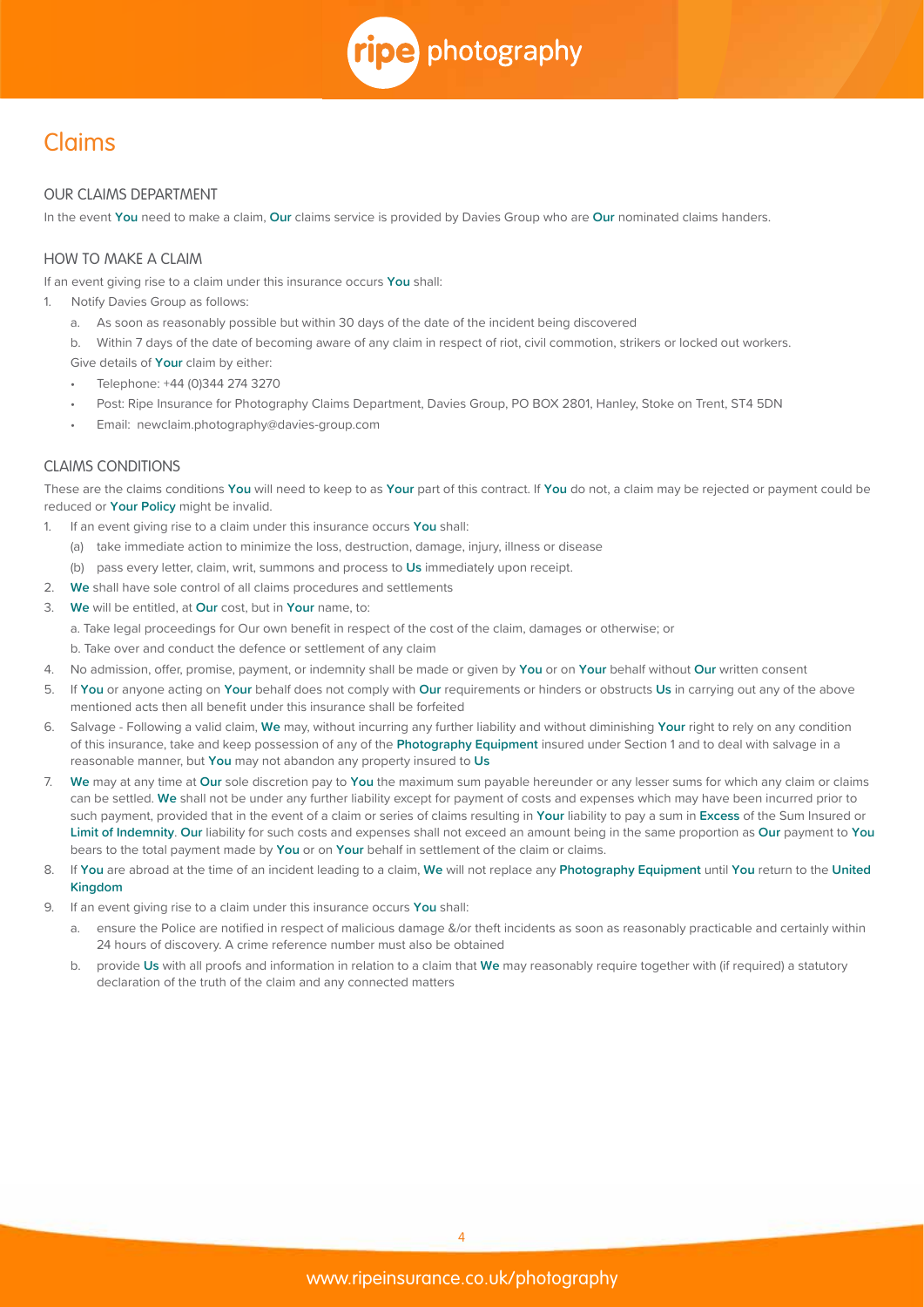# Claims

## OUR CLAIMS DEPARTMENT

In the event **You** need to make a claim, **Our** claims service is provided by Davies Group who are **Our** nominated claims handers.

## HOW TO MAKE A CLAIM

If an event giving rise to a claim under this insurance occurs **You** shall:

1. Notify Davies Group as follows:
   a. As soon as reasonably possible but within 30 days of the date of the incident being discovered
   b. Within 7 days of the date of becoming aware of any claim in respect of riot, civil commotion, strikers or locked out workers.

   Give details of **Your** claim by either:
   - Telephone: +44 (0)344 274 3270
   - Post: Ripe Insurance for Photography Claims Department, Davies Group, PO BOX 2801, Hanley, Stoke on Trent, ST4 5DN
   - Email: newclaim.photography@davies-group.com

## CLAIMS CONDITIONS

These are the claims conditions **You** will need to keep to as **Your** part of this contract. If **You** do not, a claim may be rejected or payment could be reduced or **Your Policy** might be invalid.

1. If an event giving rise to a claim under this insurance occurs **You** shall:
   (a) take immediate action to minimize the loss, destruction, damage, injury, illness or disease
   (b) pass every letter, claim, writ, summons and process to **Us** immediately upon receipt.
2. **We** shall have sole control of all claims procedures and settlements
3. **We** will be entitled, at **Our** cost, but in **Your** name, to:
   a. Take legal proceedings for Our own benefit in respect of the cost of the claim, damages or otherwise; or
   b. Take over and conduct the defence or settlement of any claim
4. No admission, offer, promise, payment, or indemnity shall be made or given by **You** or on **Your** behalf without **Our** written consent
5. If **You** or anyone acting on **Your** behalf does not comply with **Our** requirements or hinders or obstructs **Us** in carrying out any of the above mentioned acts then all benefit under this insurance shall be forfeited
6. Salvage - Following a valid claim, **We** may, without incurring any further liability and without diminishing **Your** right to rely on any condition of this insurance, take and keep possession of any of the **Photography Equipment** insured under Section 1 and to deal with salvage in a reasonable manner, but **You** may not abandon any property insured to **Us**
7. **We** may at any time at **Our** sole discretion pay to **You** the maximum sum payable hereunder or any lesser sums for which any claim or claims can be settled. **We** shall not be under any further liability except for payment of costs and expenses which may have been incurred prior to such payment, provided that in the event of a claim or series of claims resulting in **Your** liability to pay a sum in **Excess** of the Sum Insured or **Limit of Indemnity**. **Our** liability for such costs and expenses shall not exceed an amount being in the same proportion as **Our** payment to **You** bears to the total payment made by **You** or on **Your** behalf in settlement of the claim or claims.
8. If **You** are abroad at the time of an incident leading to a claim, **We** will not replace any **Photography Equipment** until **You** return to the **United Kingdom**
9. If an event giving rise to a claim under this insurance occurs **You** shall:
   a. ensure the Police are notified in respect of malicious damage &/or theft incidents as soon as reasonably practicable and certainly within 24 hours of discovery. A crime reference number must also be obtained
   b. provide **Us** with all proofs and information in relation to a claim that **We** may reasonably require together with (if required) a statutory declaration of the truth of the claim and any connected matters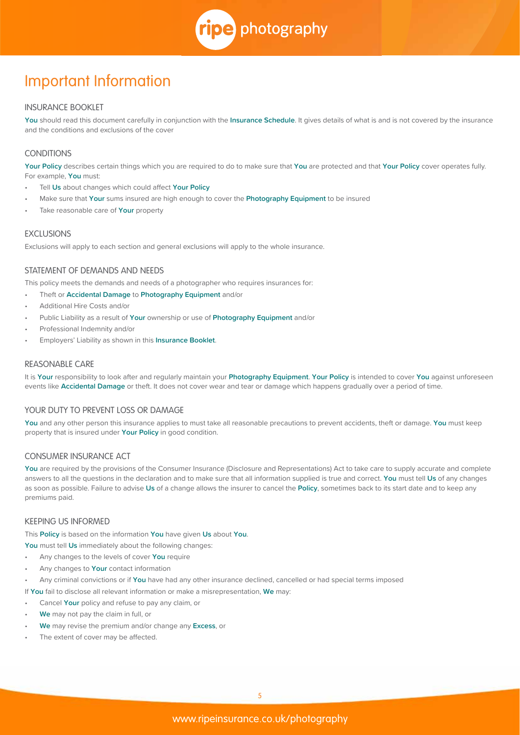# Important Information

## INSURANCE BOOKLET

**You** should read this document carefully in conjunction with the **Insurance Schedule**. It gives details of what is and is not covered by the insurance and the conditions and exclusions of the cover

## CONDITIONS

**Your Policy** describes certain things which you are required to do to make sure that **You** are protected and that **Your Policy** cover operates fully. For example, **You** must:

- Tell **Us** about changes which could affect **Your Policy**
- Make sure that **Your** sums insured are high enough to cover the **Photography Equipment** to be insured
- Take reasonable care of **Your** property

## EXCLUSIONS

Exclusions will apply to each section and general exclusions will apply to the whole insurance.

## STATEMENT OF DEMANDS AND NEEDS

This policy meets the demands and needs of a photographer who requires insurances for:

- Theft or **Accidental Damage** to **Photography Equipment** and/or
- Additional Hire Costs and/or
- Public Liability as a result of **Your** ownership or use of **Photography Equipment** and/or
- Professional Indemnity and/or
- Employers' Liability as shown in this **Insurance Booklet**.

## REASONABLE CARE

It is **Your** responsibility to look after and regularly maintain your **Photography Equipment**. **Your Policy** is intended to cover **You** against unforeseen events like **Accidental Damage** or theft. It does not cover wear and tear or damage which happens gradually over a period of time.

## YOUR DUTY TO PREVENT LOSS OR DAMAGE

**You** and any other person this insurance applies to must take all reasonable precautions to prevent accidents, theft or damage. **You** must keep property that is insured under **Your Policy** in good condition.

## CONSUMER INSURANCE ACT

**You** are required by the provisions of the Consumer Insurance (Disclosure and Representations) Act to take care to supply accurate and complete answers to all the questions in the declaration and to make sure that all information supplied is true and correct. **You** must tell **Us** of any changes as soon as possible. Failure to advise **Us** of a change allows the insurer to cancel the **Policy**, sometimes back to its start date and to keep any premiums paid.

## KEEPING US INFORMED

This **Policy** is based on the information **You** have given **Us** about **You**.

**You** must tell **Us** immediately about the following changes:

- Any changes to the levels of cover **You** require
- Any changes to **Your** contact information
- Any criminal convictions or if **You** have had any other insurance declined, cancelled or had special terms imposed

If **You** fail to disclose all relevant information or make a misrepresentation, **We** may:

- Cancel **Your** policy and refuse to pay any claim, or
- **We** may not pay the claim in full, or
- **We** may revise the premium and/or change any **Excess**, or
- The extent of cover may be affected.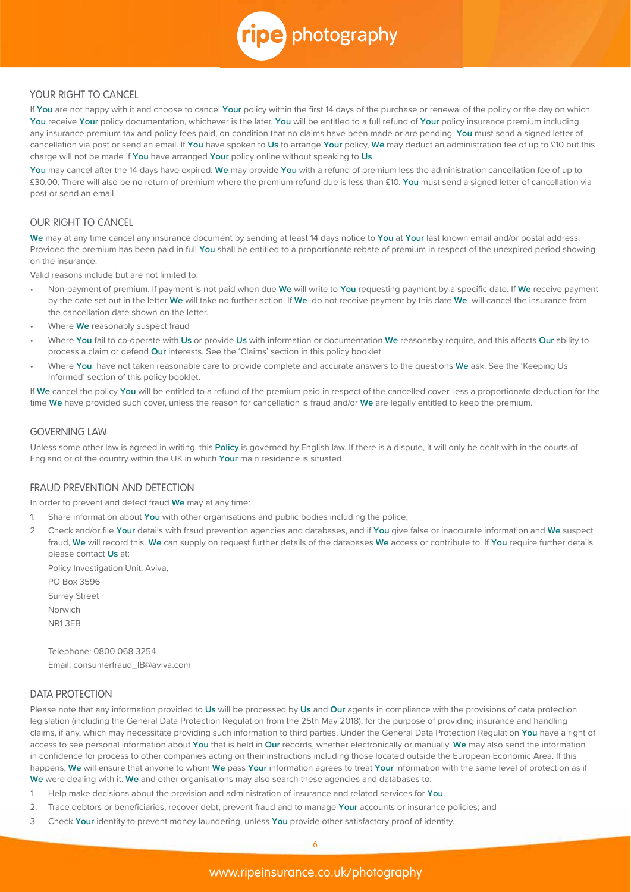## YOUR RIGHT TO CANCEL

If **You** are not happy with it and choose to cancel **Your** policy within the first 14 days of the purchase or renewal of the policy or the day on which **You** receive **Your** policy documentation, whichever is the later, **You** will be entitled to a full refund of **Your** policy insurance premium including any insurance premium tax and policy fees paid, on condition that no claims have been made or are pending. **You** must send a signed letter of cancellation via post or send an email. If **You** have spoken to **Us** to arrange **Your** policy, **We** may deduct an administration fee of up to £10 but this charge will not be made if **You** have arranged **Your** policy online without speaking to **Us**.

**You** may cancel after the 14 days have expired. **We** may provide **You** with a refund of premium less the administration cancellation fee of up to £30.00. There will also be no return of premium where the premium refund due is less than £10. **You** must send a signed letter of cancellation via post or send an email.

## OUR RIGHT TO CANCEL

**We** may at any time cancel any insurance document by sending at least 14 days notice to **You** at **Your** last known email and/or postal address. Provided the premium has been paid in full **You** shall be entitled to a proportionate rebate of premium in respect of the unexpired period showing on the insurance.

Valid reasons include but are not limited to:

- Non-payment of premium. If payment is not paid when due **We** will write to **You** requesting payment by a specific date. If **We** receive payment by the date set out in the letter **We** will take no further action. If **We** do not receive payment by this date **We** will cancel the insurance from the cancellation date shown on the letter.
- Where **We** reasonably suspect fraud
- Where **You** fail to co-operate with **Us** or provide **Us** with information or documentation **We** reasonably require, and this affects **Our** ability to process a claim or defend **Our** interests. See the 'Claims' section in this policy booklet
- Where **You** have not taken reasonable care to provide complete and accurate answers to the questions **We** ask. See the 'Keeping Us Informed' section of this policy booklet.

If **We** cancel the policy **You** will be entitled to a refund of the premium paid in respect of the cancelled cover, less a proportionate deduction for the time **We** have provided such cover, unless the reason for cancellation is fraud and/or **We** are legally entitled to keep the premium.

## GOVERNING LAW

Unless some other law is agreed in writing, this **Policy** is governed by English law. If there is a dispute, it will only be dealt with in the courts of England or of the country within the UK in which **Your** main residence is situated.

## FRAUD PREVENTION AND DETECTION

In order to prevent and detect fraud **We** may at any time:

1. Share information about **You** with other organisations and public bodies including the police;
2. Check and/or file **Your** details with fraud prevention agencies and databases, and if **You** give false or inaccurate information and **We** suspect fraud, **We** will record this. **We** can supply on request further details of the databases **We** access or contribute to. If **You** require further details please contact **Us** at:

   Policy Investigation Unit, Aviva,
   PO Box 3596
   Surrey Street
   Norwich
   NR1 3EB

   Telephone: 0800 068 3254
   Email: consumerfraud_IB@aviva.com

## DATA PROTECTION

Please note that any information provided to **Us** will be processed by **Us** and **Our** agents in compliance with the provisions of data protection legislation (including the General Data Protection Regulation from the 25th May 2018), for the purpose of providing insurance and handling claims, if any, which may necessitate providing such information to third parties. Under the General Data Protection Regulation **You** have a right of access to see personal information about **You** that is held in **Our** records, whether electronically or manually. **We** may also send the information in confidence for process to other companies acting on their instructions including those located outside the European Economic Area. If this happens, **We** will ensure that anyone to whom **We** pass **Your** information agrees to treat **Your** information with the same level of protection as if **We** were dealing with it. **We** and other organisations may also search these agencies and databases to:

1. Help make decisions about the provision and administration of insurance and related services for **You**
2. Trace debtors or beneficiaries, recover debt, prevent fraud and to manage **Your** accounts or insurance policies; and
3. Check **Your** identity to prevent money laundering, unless **You** provide other satisfactory proof of identity.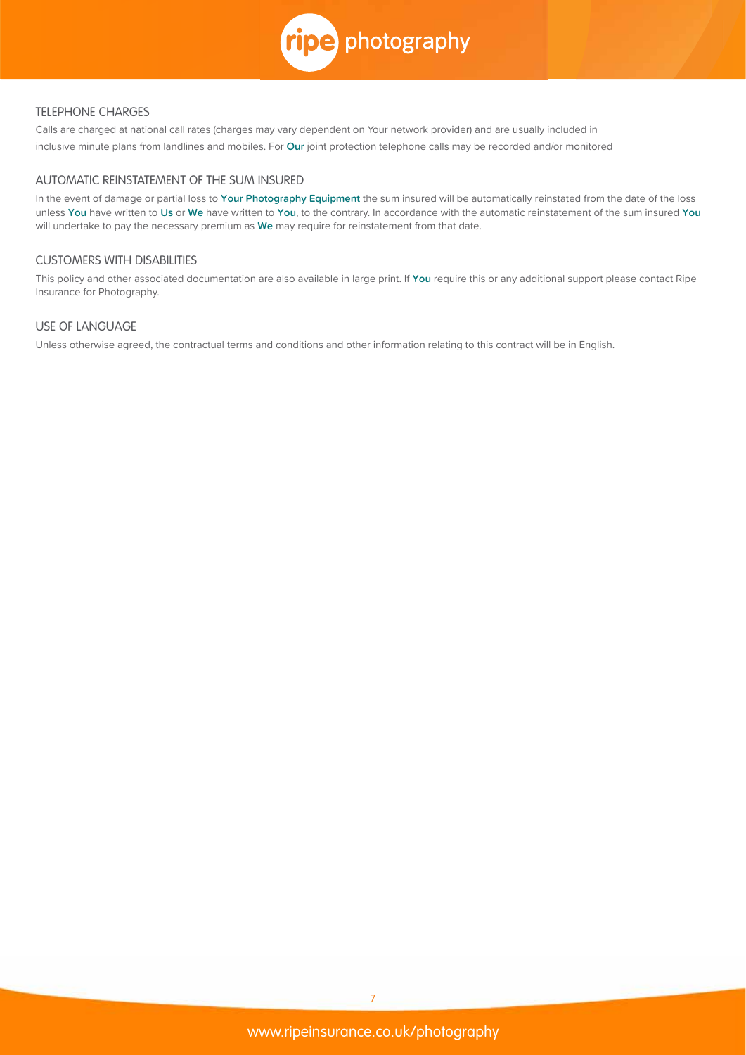## TELEPHONE CHARGES

Calls are charged at national call rates (charges may vary dependent on Your network provider) and are usually included in inclusive minute plans from landlines and mobiles. For **Our** joint protection telephone calls may be recorded and/or monitored

## AUTOMATIC REINSTATEMENT OF THE SUM INSURED

In the event of damage or partial loss to **Your Photography Equipment** the sum insured will be automatically reinstated from the date of the loss unless **You** have written to **Us** or **We** have written to **You**, to the contrary. In accordance with the automatic reinstatement of the sum insured **You** will undertake to pay the necessary premium as **We** may require for reinstatement from that date.

## CUSTOMERS WITH DISABILITIES

This policy and other associated documentation are also available in large print. If **You** require this or any additional support please contact Ripe Insurance for Photography.

## USE OF LANGUAGE

Unless otherwise agreed, the contractual terms and conditions and other information relating to this contract will be in English.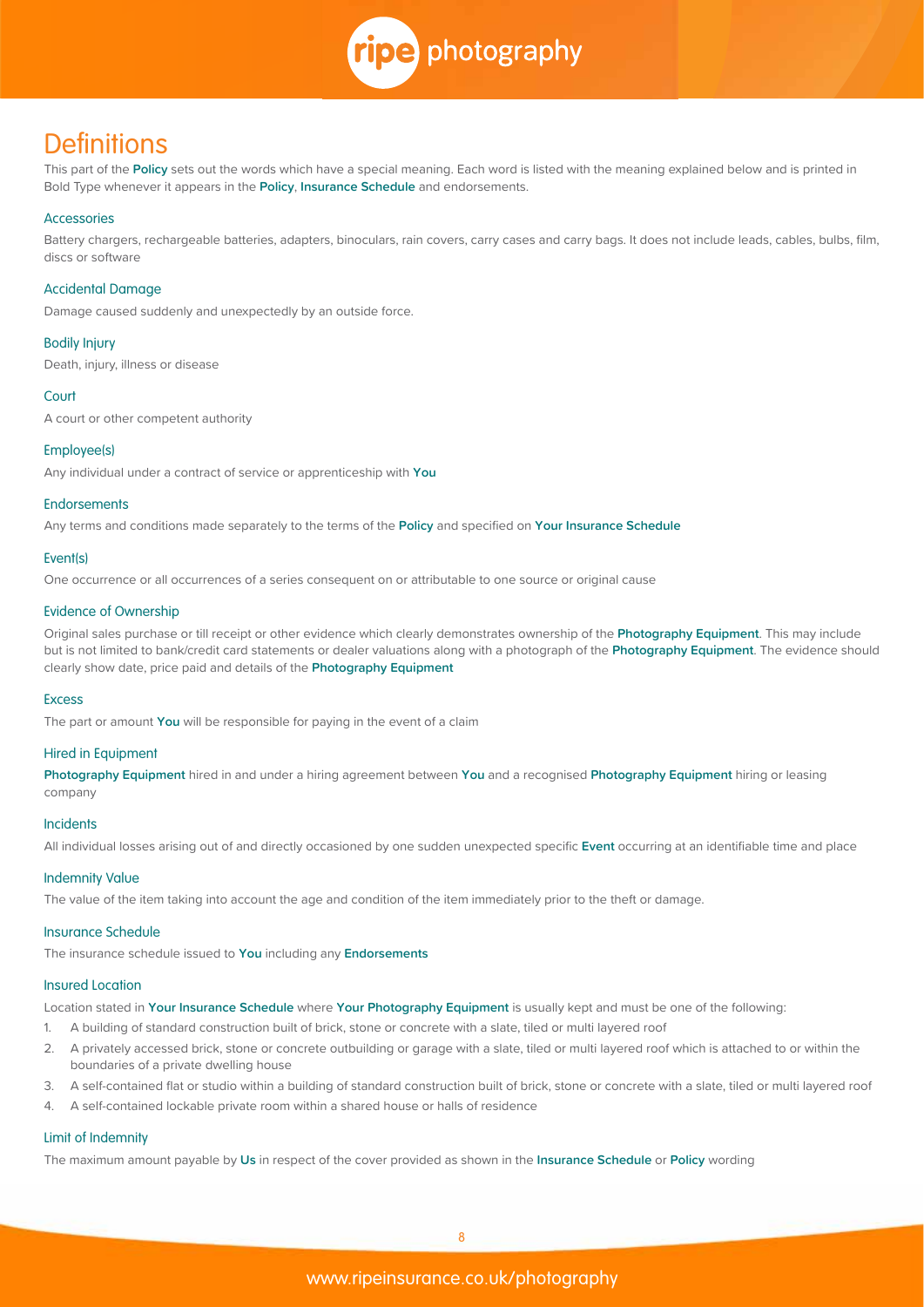# Definitions

This part of the **Policy** sets out the words which have a special meaning. Each word is listed with the meaning explained below and is printed in Bold Type whenever it appears in the **Policy**, **Insurance Schedule** and endorsements.

### Accessories

Battery chargers, rechargeable batteries, adapters, binoculars, rain covers, carry cases and carry bags. It does not include leads, cables, bulbs, film, discs or software

### Accidental Damage

Damage caused suddenly and unexpectedly by an outside force.

### Bodily Injury

Death, injury, illness or disease

### Court

A court or other competent authority

### Employee(s)

Any individual under a contract of service or apprenticeship with **You**

### Endorsements

Any terms and conditions made separately to the terms of the **Policy** and specified on **Your Insurance Schedule**

### Event(s)

One occurrence or all occurrences of a series consequent on or attributable to one source or original cause

### Evidence of Ownership

Original sales purchase or till receipt or other evidence which clearly demonstrates ownership of the **Photography Equipment**. This may include but is not limited to bank/credit card statements or dealer valuations along with a photograph of the **Photography Equipment**. The evidence should clearly show date, price paid and details of the **Photography Equipment**

### Excess

The part or amount **You** will be responsible for paying in the event of a claim

### Hired in Equipment

**Photography Equipment** hired in and under a hiring agreement between **You** and a recognised **Photography Equipment** hiring or leasing company

### Incidents

All individual losses arising out of and directly occasioned by one sudden unexpected specific **Event** occurring at an identifiable time and place

### Indemnity Value

The value of the item taking into account the age and condition of the item immediately prior to the theft or damage.

### Insurance Schedule

The insurance schedule issued to **You** including any **Endorsements**

### Insured Location

Location stated in **Your Insurance Schedule** where **Your Photography Equipment** is usually kept and must be one of the following:

1. A building of standard construction built of brick, stone or concrete with a slate, tiled or multi layered roof
2. A privately accessed brick, stone or concrete outbuilding or garage with a slate, tiled or multi layered roof which is attached to or within the boundaries of a private dwelling house
3. A self-contained flat or studio within a building of standard construction built of brick, stone or concrete with a slate, tiled or multi layered roof
4. A self-contained lockable private room within a shared house or halls of residence

### Limit of Indemnity

The maximum amount payable by **Us** in respect of the cover provided as shown in the **Insurance Schedule** or **Policy** wording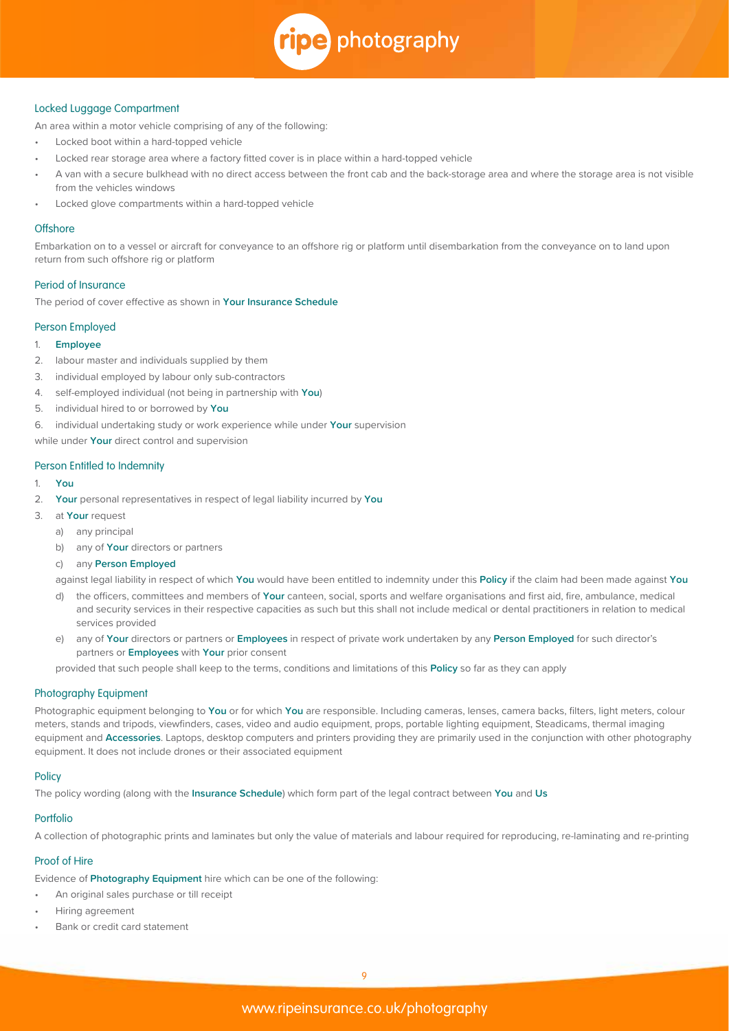### Locked Luggage Compartment

An area within a motor vehicle comprising of any of the following:

- Locked boot within a hard-topped vehicle
- Locked rear storage area where a factory fitted cover is in place within a hard-topped vehicle
- A van with a secure bulkhead with no direct access between the front cab and the back-storage area and where the storage area is not visible from the vehicles windows
- Locked glove compartments within a hard-topped vehicle

### Offshore

Embarkation on to a vessel or aircraft for conveyance to an offshore rig or platform until disembarkation from the conveyance on to land upon return from such offshore rig or platform

### Period of Insurance

The period of cover effective as shown in **Your Insurance Schedule**

### Person Employed

1. **Employee**
2. labour master and individuals supplied by them
3. individual employed by labour only sub-contractors
4. self-employed individual (not being in partnership with **You**)
5. individual hired to or borrowed by **You**
6. individual undertaking study or work experience while under **Your** supervision

while under **Your** direct control and supervision

### Person Entitled to Indemnity

1. **You**
2. **Your** personal representatives in respect of legal liability incurred by **You**
3. at **Your** request
   a) any principal
   b) any of **Your** directors or partners
   c) any **Person Employed**

   against legal liability in respect of which **You** would have been entitled to indemnity under this **Policy** if the claim had been made against **You**

   d) the officers, committees and members of **Your** canteen, social, sports and welfare organisations and first aid, fire, ambulance, medical and security services in their respective capacities as such but this shall not include medical or dental practitioners in relation to medical services provided
   e) any of **Your** directors or partners or **Employees** in respect of private work undertaken by any **Person Employed** for such director's partners or **Employees** with **Your** prior consent

   provided that such people shall keep to the terms, conditions and limitations of this **Policy** so far as they can apply

### Photography Equipment

Photographic equipment belonging to **You** or for which **You** are responsible. Including cameras, lenses, camera backs, filters, light meters, colour meters, stands and tripods, viewfinders, cases, video and audio equipment, props, portable lighting equipment, Steadicams, thermal imaging equipment and **Accessories**. Laptops, desktop computers and printers providing they are primarily used in the conjunction with other photography equipment. It does not include drones or their associated equipment

### Policy

The policy wording (along with the **Insurance Schedule**) which form part of the legal contract between **You** and **Us**

### Portfolio

A collection of photographic prints and laminates but only the value of materials and labour required for reproducing, re-laminating and re-printing

### Proof of Hire

Evidence of **Photography Equipment** hire which can be one of the following:

- An original sales purchase or till receipt
- Hiring agreement
- Bank or credit card statement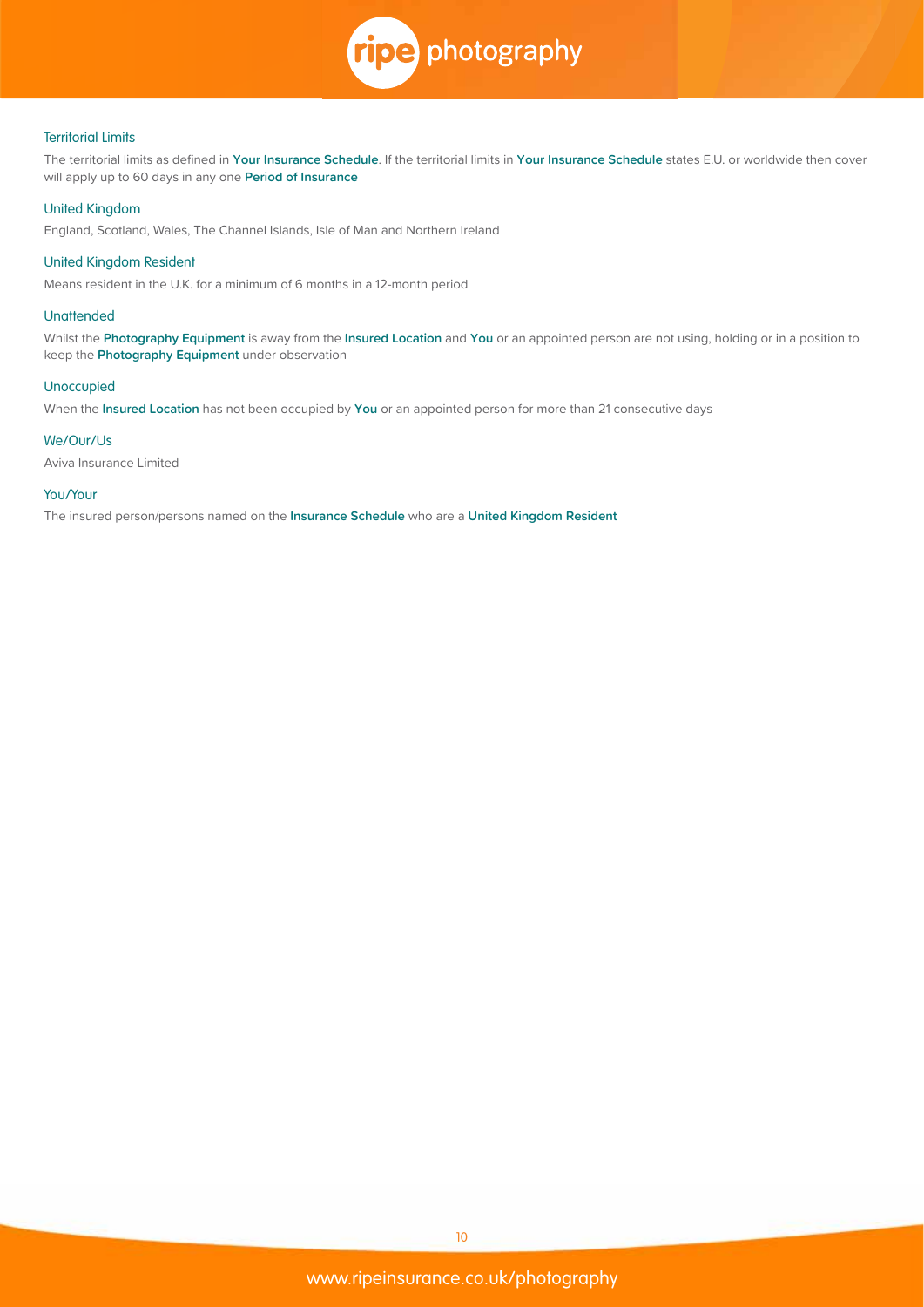### Territorial Limits

The territorial limits as defined in **Your Insurance Schedule**. If the territorial limits in **Your Insurance Schedule** states E.U. or worldwide then cover will apply up to 60 days in any one **Period of Insurance**

### United Kingdom

England, Scotland, Wales, The Channel Islands, Isle of Man and Northern Ireland

### United Kingdom Resident

Means resident in the U.K. for a minimum of 6 months in a 12-month period

### Unattended

Whilst the **Photography Equipment** is away from the **Insured Location** and **You** or an appointed person are not using, holding or in a position to keep the **Photography Equipment** under observation

### Unoccupied

When the **Insured Location** has not been occupied by **You** or an appointed person for more than 21 consecutive days

### We/Our/Us

Aviva Insurance Limited

### You/Your

The insured person/persons named on the **Insurance Schedule** who are a **United Kingdom Resident**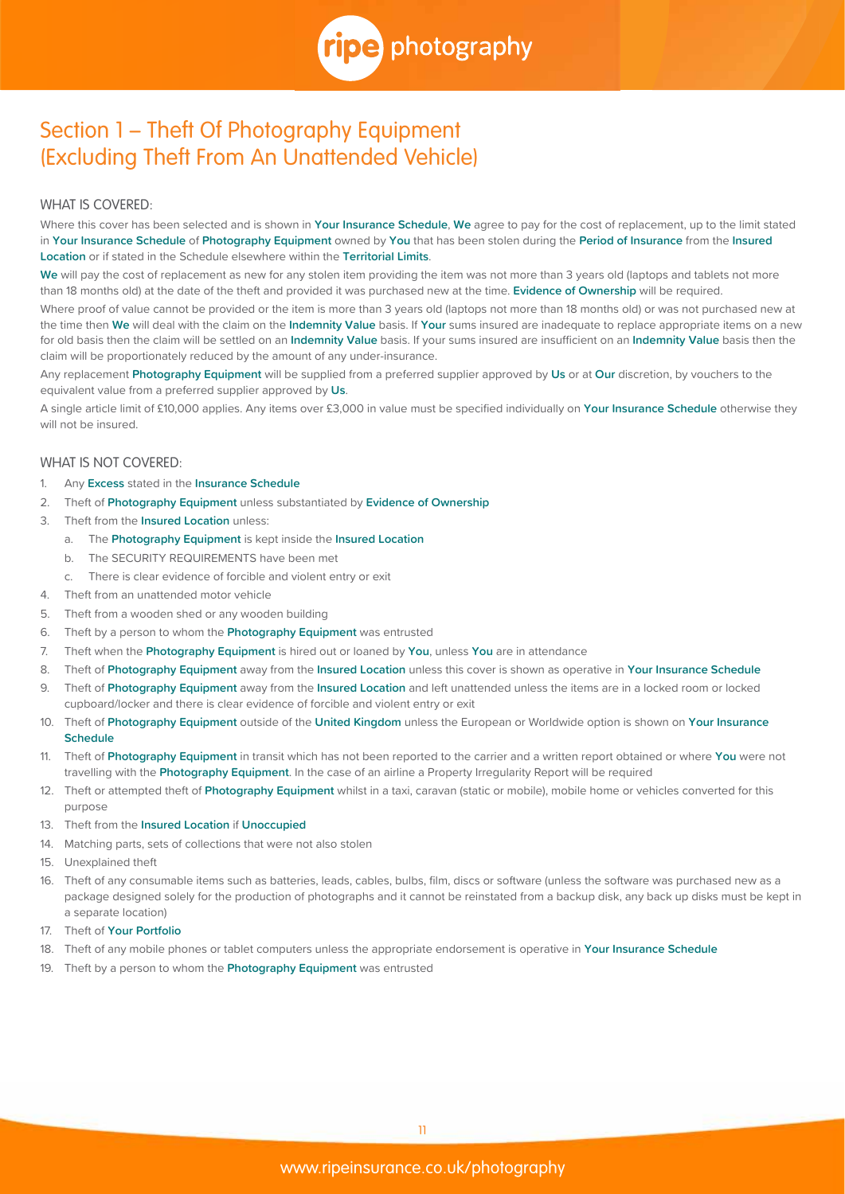# Section 1 – Theft Of Photography Equipment (Excluding Theft From An Unattended Vehicle)

## WHAT IS COVERED:

Where this cover has been selected and is shown in **Your Insurance Schedule**, **We** agree to pay for the cost of replacement, up to the limit stated in **Your Insurance Schedule** of **Photography Equipment** owned by **You** that has been stolen during the **Period of Insurance** from the **Insured Location** or if stated in the Schedule elsewhere within the **Territorial Limits**.

**We** will pay the cost of replacement as new for any stolen item providing the item was not more than 3 years old (laptops and tablets not more than 18 months old) at the date of the theft and provided it was purchased new at the time. **Evidence of Ownership** will be required.

Where proof of value cannot be provided or the item is more than 3 years old (laptops not more than 18 months old) or was not purchased new at the time then **We** will deal with the claim on the **Indemnity Value** basis. If **Your** sums insured are inadequate to replace appropriate items on a new for old basis then the claim will be settled on an **Indemnity Value** basis. If your sums insured are insufficient on an **Indemnity Value** basis then the claim will be proportionately reduced by the amount of any under-insurance.

Any replacement **Photography Equipment** will be supplied from a preferred supplier approved by **Us** or at **Our** discretion, by vouchers to the equivalent value from a preferred supplier approved by **Us**.

A single article limit of £10,000 applies. Any items over £3,000 in value must be specified individually on **Your Insurance Schedule** otherwise they will not be insured.

## WHAT IS NOT COVERED:

1. Any **Excess** stated in the **Insurance Schedule**
2. Theft of **Photography Equipment** unless substantiated by **Evidence of Ownership**
3. Theft from the **Insured Location** unless:
   a. The **Photography Equipment** is kept inside the **Insured Location**
   b. The SECURITY REQUIREMENTS have been met
   c. There is clear evidence of forcible and violent entry or exit
4. Theft from an unattended motor vehicle
5. Theft from a wooden shed or any wooden building
6. Theft by a person to whom the **Photography Equipment** was entrusted
7. Theft when the **Photography Equipment** is hired out or loaned by **You**, unless **You** are in attendance
8. Theft of **Photography Equipment** away from the **Insured Location** unless this cover is shown as operative in **Your Insurance Schedule**
9. Theft of **Photography Equipment** away from the **Insured Location** and left unattended unless the items are in a locked room or locked cupboard/locker and there is clear evidence of forcible and violent entry or exit
10. Theft of **Photography Equipment** outside of the **United Kingdom** unless the European or Worldwide option is shown on **Your Insurance Schedule**
11. Theft of **Photography Equipment** in transit which has not been reported to the carrier and a written report obtained or where **You** were not travelling with the **Photography Equipment**. In the case of an airline a Property Irregularity Report will be required
12. Theft or attempted theft of **Photography Equipment** whilst in a taxi, caravan (static or mobile), mobile home or vehicles converted for this purpose
13. Theft from the **Insured Location** if **Unoccupied**
14. Matching parts, sets of collections that were not also stolen
15. Unexplained theft
16. Theft of any consumable items such as batteries, leads, cables, bulbs, film, discs or software (unless the software was purchased new as a package designed solely for the production of photographs and it cannot be reinstated from a backup disk, any back up disks must be kept in a separate location)
17. Theft of **Your Portfolio**
18. Theft of any mobile phones or tablet computers unless the appropriate endorsement is operative in **Your Insurance Schedule**
19. Theft by a person to whom the **Photography Equipment** was entrusted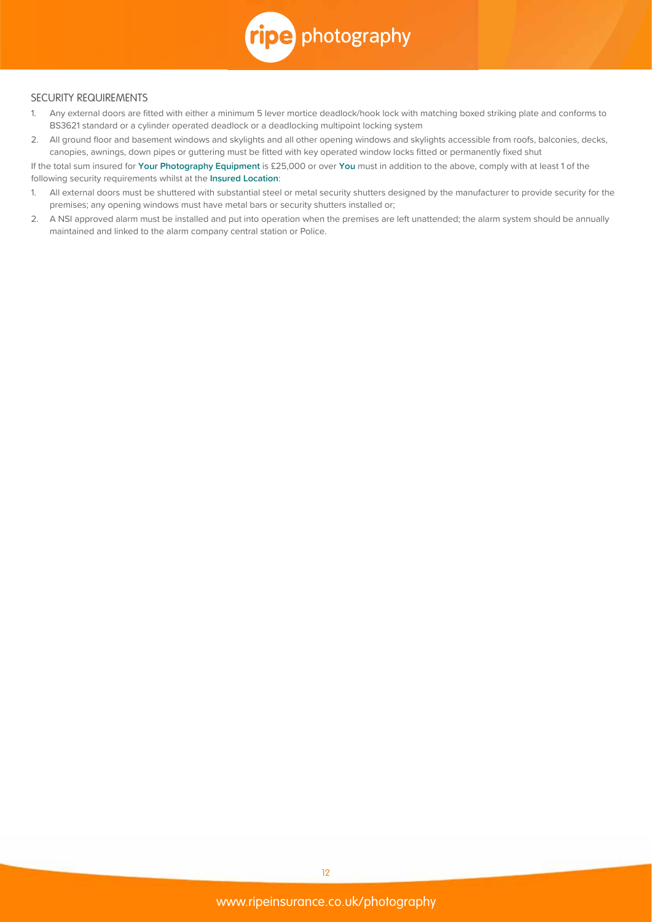## SECURITY REQUIREMENTS

1. Any external doors are fitted with either a minimum 5 lever mortice deadlock/hook lock with matching boxed striking plate and conforms to BS3621 standard or a cylinder operated deadlock or a deadlocking multipoint locking system
2. All ground floor and basement windows and skylights and all other opening windows and skylights accessible from roofs, balconies, decks, canopies, awnings, down pipes or guttering must be fitted with key operated window locks fitted or permanently fixed shut

If the total sum insured for **Your Photography Equipment** is £25,000 or over **You** must in addition to the above, comply with at least 1 of the following security requirements whilst at the **Insured Location**:

1. All external doors must be shuttered with substantial steel or metal security shutters designed by the manufacturer to provide security for the premises; any opening windows must have metal bars or security shutters installed or;
2. A NSI approved alarm must be installed and put into operation when the premises are left unattended; the alarm system should be annually maintained and linked to the alarm company central station or Police.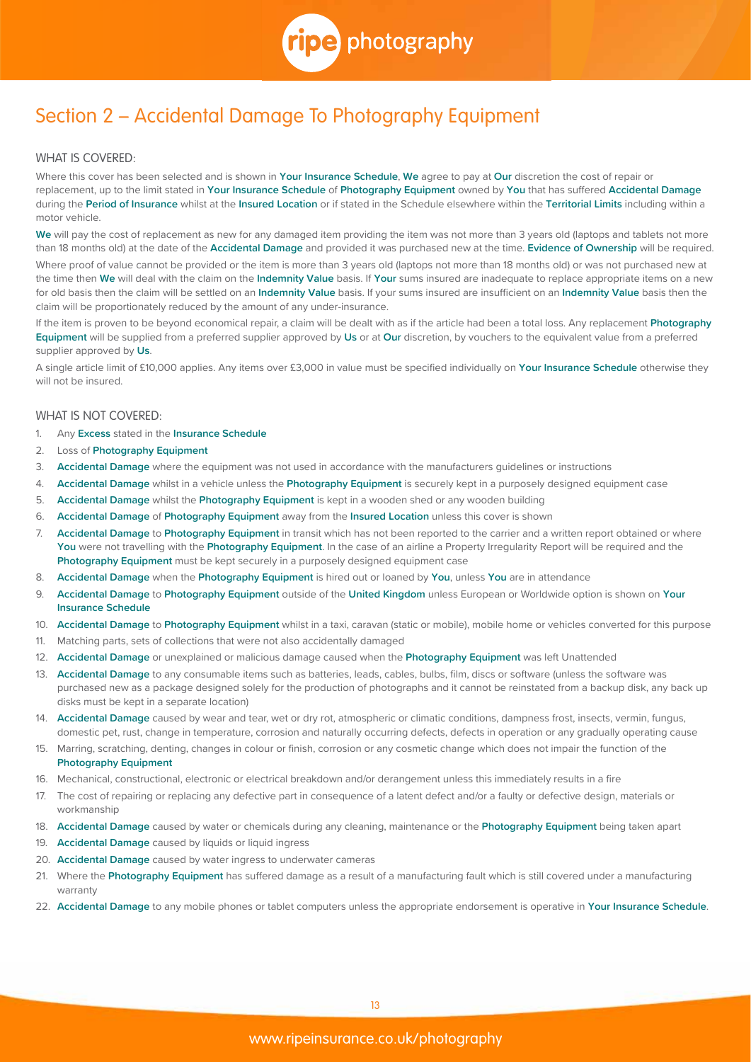# Section 2 – Accidental Damage To Photography Equipment

## WHAT IS COVERED:

Where this cover has been selected and is shown in **Your Insurance Schedule**, **We** agree to pay at **Our** discretion the cost of repair or replacement, up to the limit stated in **Your Insurance Schedule** of **Photography Equipment** owned by **You** that has suffered **Accidental Damage** during the **Period of Insurance** whilst at the **Insured Location** or if stated in the Schedule elsewhere within the **Territorial Limits** including within a motor vehicle.

**We** will pay the cost of replacement as new for any damaged item providing the item was not more than 3 years old (laptops and tablets not more than 18 months old) at the date of the **Accidental Damage** and provided it was purchased new at the time. **Evidence of Ownership** will be required.

Where proof of value cannot be provided or the item is more than 3 years old (laptops not more than 18 months old) or was not purchased new at the time then **We** will deal with the claim on the **Indemnity Value** basis. If **Your** sums insured are inadequate to replace appropriate items on a new for old basis then the claim will be settled on an **Indemnity Value** basis. If your sums insured are insufficient on an **Indemnity Value** basis then the claim will be proportionately reduced by the amount of any under-insurance.

If the item is proven to be beyond economical repair, a claim will be dealt with as if the article had been a total loss. Any replacement **Photography Equipment** will be supplied from a preferred supplier approved by **Us** or at **Our** discretion, by vouchers to the equivalent value from a preferred supplier approved by **Us**.

A single article limit of £10,000 applies. Any items over £3,000 in value must be specified individually on **Your Insurance Schedule** otherwise they will not be insured.

## WHAT IS NOT COVERED:

1. Any **Excess** stated in the **Insurance Schedule**
2. Loss of **Photography Equipment**
3. **Accidental Damage** where the equipment was not used in accordance with the manufacturers guidelines or instructions
4. **Accidental Damage** whilst in a vehicle unless the **Photography Equipment** is securely kept in a purposely designed equipment case
5. **Accidental Damage** whilst the **Photography Equipment** is kept in a wooden shed or any wooden building
6. **Accidental Damage** of **Photography Equipment** away from the **Insured Location** unless this cover is shown
7. **Accidental Damage** to **Photography Equipment** in transit which has not been reported to the carrier and a written report obtained or where **You** were not travelling with the **Photography Equipment**. In the case of an airline a Property Irregularity Report will be required and the **Photography Equipment** must be kept securely in a purposely designed equipment case
8. **Accidental Damage** when the **Photography Equipment** is hired out or loaned by **You**, unless **You** are in attendance
9. **Accidental Damage** to **Photography Equipment** outside of the **United Kingdom** unless European or Worldwide option is shown on **Your Insurance Schedule**
10. **Accidental Damage** to **Photography Equipment** whilst in a taxi, caravan (static or mobile), mobile home or vehicles converted for this purpose
11. Matching parts, sets of collections that were not also accidentally damaged
12. **Accidental Damage** or unexplained or malicious damage caused when the **Photography Equipment** was left Unattended
13. **Accidental Damage** to any consumable items such as batteries, leads, cables, bulbs, film, discs or software (unless the software was purchased new as a package designed solely for the production of photographs and it cannot be reinstated from a backup disk, any back up disks must be kept in a separate location)
14. **Accidental Damage** caused by wear and tear, wet or dry rot, atmospheric or climatic conditions, dampness frost, insects, vermin, fungus, domestic pet, rust, change in temperature, corrosion and naturally occurring defects, defects in operation or any gradually operating cause
15. Marring, scratching, denting, changes in colour or finish, corrosion or any cosmetic change which does not impair the function of the **Photography Equipment**
16. Mechanical, constructional, electronic or electrical breakdown and/or derangement unless this immediately results in a fire
17. The cost of repairing or replacing any defective part in consequence of a latent defect and/or a faulty or defective design, materials or workmanship
18. **Accidental Damage** caused by water or chemicals during any cleaning, maintenance or the **Photography Equipment** being taken apart
19. **Accidental Damage** caused by liquids or liquid ingress
20. **Accidental Damage** caused by water ingress to underwater cameras
21. Where the **Photography Equipment** has suffered damage as a result of a manufacturing fault which is still covered under a manufacturing warranty
22. **Accidental Damage** to any mobile phones or tablet computers unless the appropriate endorsement is operative in **Your Insurance Schedule**.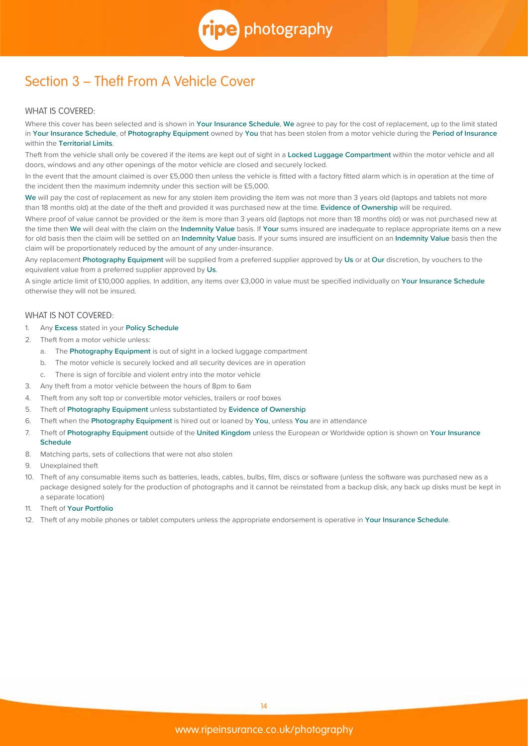# Section 3 – Theft From A Vehicle Cover

## WHAT IS COVERED:

Where this cover has been selected and is shown in **Your Insurance Schedule**, **We** agree to pay for the cost of replacement, up to the limit stated in **Your Insurance Schedule**, of **Photography Equipment** owned by **You** that has been stolen from a motor vehicle during the **Period of Insurance** within the **Territorial Limits**.

Theft from the vehicle shall only be covered if the items are kept out of sight in a **Locked Luggage Compartment** within the motor vehicle and all doors, windows and any other openings of the motor vehicle are closed and securely locked.

In the event that the amount claimed is over £5,000 then unless the vehicle is fitted with a factory fitted alarm which is in operation at the time of the incident then the maximum indemnity under this section will be £5,000.

**We** will pay the cost of replacement as new for any stolen item providing the item was not more than 3 years old (laptops and tablets not more than 18 months old) at the date of the theft and provided it was purchased new at the time. **Evidence of Ownership** will be required.

Where proof of value cannot be provided or the item is more than 3 years old (laptops not more than 18 months old) or was not purchased new at the time then **We** will deal with the claim on the **Indemnity Value** basis. If **Your** sums insured are inadequate to replace appropriate items on a new for old basis then the claim will be settled on an **Indemnity Value** basis. If your sums insured are insufficient on an **Indemnity Value** basis then the claim will be proportionately reduced by the amount of any under-insurance.

Any replacement **Photography Equipment** will be supplied from a preferred supplier approved by **Us** or at **Our** discretion, by vouchers to the equivalent value from a preferred supplier approved by **Us**.

A single article limit of £10,000 applies. In addition, any items over £3,000 in value must be specified individually on **Your Insurance Schedule** otherwise they will not be insured.

## WHAT IS NOT COVERED:

1. Any **Excess** stated in your **Policy Schedule**
2. Theft from a motor vehicle unless:
   a. The **Photography Equipment** is out of sight in a locked luggage compartment
   b. The motor vehicle is securely locked and all security devices are in operation
   c. There is sign of forcible and violent entry into the motor vehicle
3. Any theft from a motor vehicle between the hours of 8pm to 6am
4. Theft from any soft top or convertible motor vehicles, trailers or roof boxes
5. Theft of **Photography Equipment** unless substantiated by **Evidence of Ownership**
6. Theft when the **Photography Equipment** is hired out or loaned by **You**, unless **You** are in attendance
7. Theft of **Photography Equipment** outside of the **United Kingdom** unless the European or Worldwide option is shown on **Your Insurance Schedule**
8. Matching parts, sets of collections that were not also stolen
9. Unexplained theft
10. Theft of any consumable items such as batteries, leads, cables, bulbs, film, discs or software (unless the software was purchased new as a package designed solely for the production of photographs and it cannot be reinstated from a backup disk, any back up disks must be kept in a separate location)
11. Theft of **Your Portfolio**
12. Theft of any mobile phones or tablet computers unless the appropriate endorsement is operative in **Your Insurance Schedule**.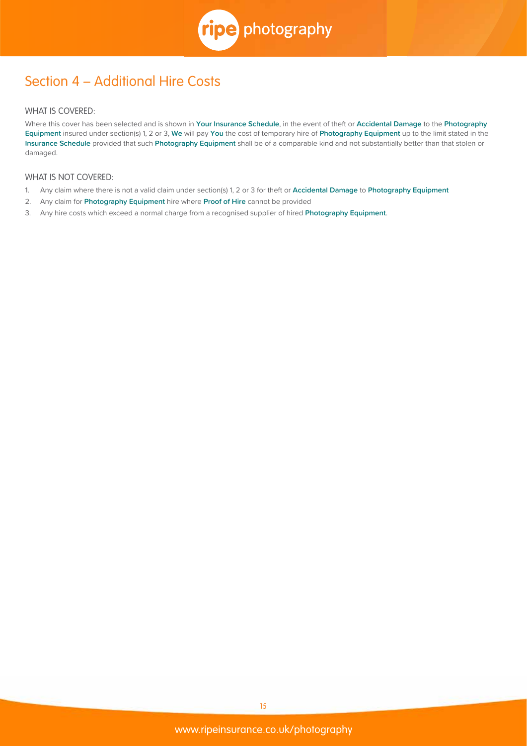## Section 4 – Additional Hire Costs

### WHAT IS COVERED:

Where this cover has been selected and is shown in **Your Insurance Schedule**, in the event of theft or **Accidental Damage** to the **Photography Equipment** insured under section(s) 1, 2 or 3, **We** will pay **You** the cost of temporary hire of **Photography Equipment** up to the limit stated in the **Insurance Schedule** provided that such **Photography Equipment** shall be of a comparable kind and not substantially better than that stolen or damaged.

### WHAT IS NOT COVERED:

1. Any claim where there is not a valid claim under section(s) 1, 2 or 3 for theft or **Accidental Damage** to **Photography Equipment**
2. Any claim for **Photography Equipment** hire where **Proof of Hire** cannot be provided
3. Any hire costs which exceed a normal charge from a recognised supplier of hired **Photography Equipment**.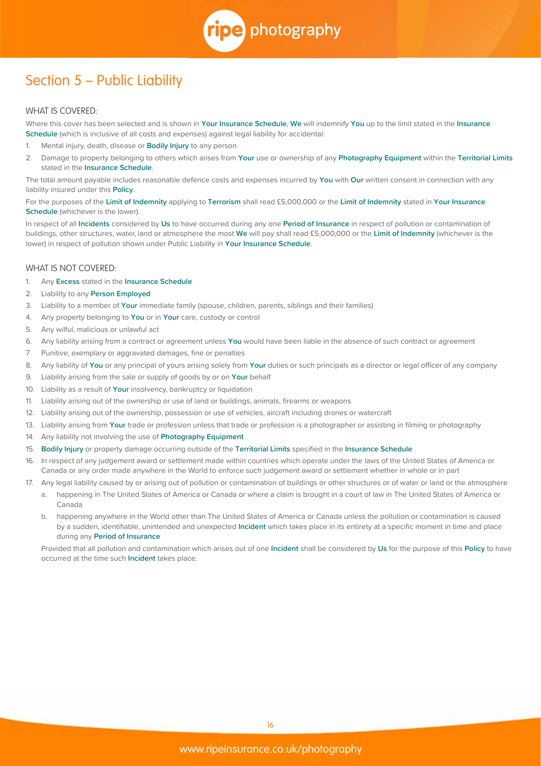# Section 5 – Public Liability

## WHAT IS COVERED:

Where this cover has been selected and is shown in **Your Insurance Schedule**, **We** will indemnify **You** up to the limit stated in the **Insurance Schedule** (which is inclusive of all costs and expenses) against legal liability for accidental:

1. Mental injury, death, disease or **Bodily Injury** to any person
2. Damage to property belonging to others which arises from **Your** use or ownership of any **Photography Equipment** within the **Territorial Limits** stated in the **Insurance Schedule**.

The total amount payable includes reasonable defence costs and expenses incurred by **You** with **Our** written consent in connection with any liability insured under this **Policy**.

For the purposes of the **Limit of Indemnity** applying to **Terrorism** shall read £5,000,000 or the **Limit of Indemnity** stated in **Your Insurance Schedule** (whichever is the lower).

In respect of all **Incidents** considered by **Us** to have occurred during any one **Period of Insurance** in respect of pollution or contamination of buildings, other structures, water, land or atmosphere the most **We** will pay shall read £5,000,000 or the **Limit of Indemnity** (whichever is the lower) in respect of pollution shown under Public Liability in **Your Insurance Schedule**.

## WHAT IS NOT COVERED:

1. Any **Excess** stated in the **Insurance Schedule**
2. Liability to any **Person Employed**
3. Liability to a member of **Your** immediate family (spouse, children, parents, siblings and their families)
4. Any property belonging to **You** or in **Your** care, custody or control
5. Any wilful, malicious or unlawful act
6. Any liability arising from a contract or agreement unless **You** would have been liable in the absence of such contract or agreement
7. Punitive, exemplary or aggravated damages, fine or penalties
8. Any liability of **You** or any principal of yours arising solely from **Your** duties or such principals as a director or legal officer of any company
9. Liability arising from the sale or supply of goods by or on **Your** behalf
10. Liability as a result of **Your** insolvency, bankruptcy or liquidation
11. Liability arising out of the ownership or use of land or buildings, animals, firearms or weapons
12. Liability arising out of the ownership, possession or use of vehicles, aircraft including drones or watercraft
13. Liability arising from **Your** trade or profession unless that trade or profession is a photographer or assisting in filming or photography
14. Any liability not involving the use of **Photography Equipment**
15. **Bodily Injury** or property damage occurring outside of the **Territorial Limits** specified in the **Insurance Schedule**
16. In respect of any judgement award or settlement made within countries which operate under the laws of the United States of America or Canada or any order made anywhere in the World to enforce such judgement award or settlement whether in whole or in part
17. Any legal liability caused by or arising out of pollution or contamination of buildings or other structures or of water or land or the atmosphere
    a. happening in The United States of America or Canada or where a claim is brought in a court of law in The United States of America or Canada
    b. happening anywhere in the World other than The United States of America or Canada unless the pollution or contamination is caused by a sudden, identifiable, unintended and unexpected **Incident** which takes place in its entirety at a specific moment in time and place during any **Period of Insurance**

    Provided that all pollution and contamination which arises out of one **Incident** shall be considered by **Us** for the purpose of this **Policy** to have occurred at the time such **Incident** takes place.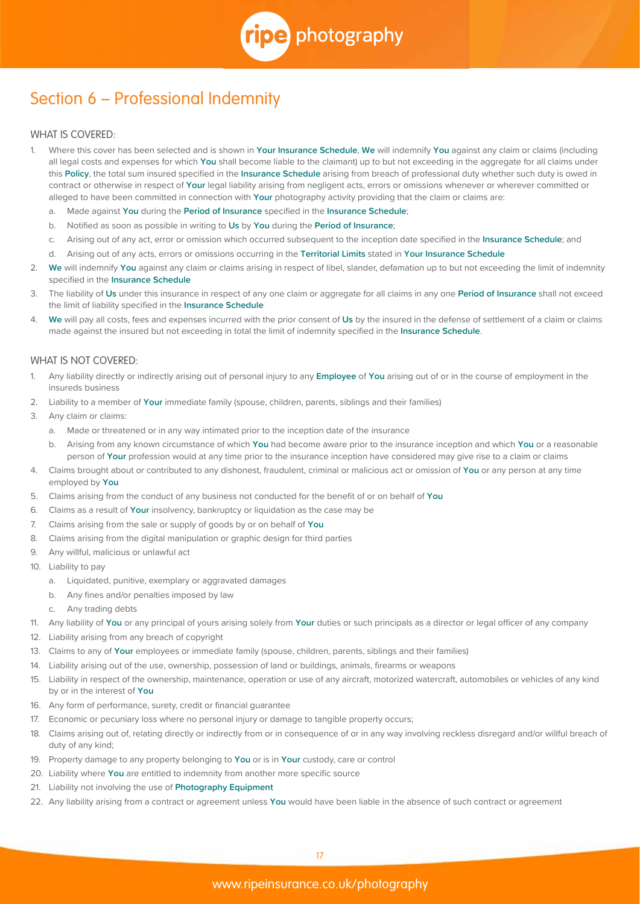# Section 6 – Professional Indemnity

## WHAT IS COVERED:

1. Where this cover has been selected and is shown in **Your Insurance Schedule**, **We** will indemnify **You** against any claim or claims (including all legal costs and expenses for which **You** shall become liable to the claimant) up to but not exceeding in the aggregate for all claims under this **Policy**, the total sum insured specified in the **Insurance Schedule** arising from breach of professional duty whether such duty is owed in contract or otherwise in respect of **Your** legal liability arising from negligent acts, errors or omissions whenever or wherever committed or alleged to have been committed in connection with **Your** photography activity providing that the claim or claims are:
   a. Made against **You** during the **Period of Insurance** specified in the **Insurance Schedule**;
   b. Notified as soon as possible in writing to **Us** by **You** during the **Period of Insurance**;
   c. Arising out of any act, error or omission which occurred subsequent to the inception date specified in the **Insurance Schedule**; and
   d. Arising out of any acts, errors or omissions occurring in the **Territorial Limits** stated in **Your Insurance Schedule**
2. **We** will indemnify **You** against any claim or claims arising in respect of libel, slander, defamation up to but not exceeding the limit of indemnity specified in the **Insurance Schedule**
3. The liability of **Us** under this insurance in respect of any one claim or aggregate for all claims in any one **Period of Insurance** shall not exceed the limit of liability specified in the **Insurance Schedule**
4. **We** will pay all costs, fees and expenses incurred with the prior consent of **Us** by the insured in the defense of settlement of a claim or claims made against the insured but not exceeding in total the limit of indemnity specified in the **Insurance Schedule**.

## WHAT IS NOT COVERED:

1. Any liability directly or indirectly arising out of personal injury to any **Employee** of **You** arising out of or in the course of employment in the insureds business
2. Liability to a member of **Your** immediate family (spouse, children, parents, siblings and their families)
3. Any claim or claims:
   a. Made or threatened or in any way intimated prior to the inception date of the insurance
   b. Arising from any known circumstance of which **You** had become aware prior to the insurance inception and which **You** or a reasonable person of **Your** profession would at any time prior to the insurance inception have considered may give rise to a claim or claims
4. Claims brought about or contributed to any dishonest, fraudulent, criminal or malicious act or omission of **You** or any person at any time employed by **You**
5. Claims arising from the conduct of any business not conducted for the benefit of or on behalf of **You**
6. Claims as a result of **Your** insolvency, bankruptcy or liquidation as the case may be
7. Claims arising from the sale or supply of goods by or on behalf of **You**
8. Claims arising from the digital manipulation or graphic design for third parties
9. Any willful, malicious or unlawful act
10. Liability to pay
    a. Liquidated, punitive, exemplary or aggravated damages
    b. Any fines and/or penalties imposed by law
    c. Any trading debts
11. Any liability of **You** or any principal of yours arising solely from **Your** duties or such principals as a director or legal officer of any company
12. Liability arising from any breach of copyright
13. Claims to any of **Your** employees or immediate family (spouse, children, parents, siblings and their families)
14. Liability arising out of the use, ownership, possession of land or buildings, animals, firearms or weapons
15. Liability in respect of the ownership, maintenance, operation or use of any aircraft, motorized watercraft, automobiles or vehicles of any kind by or in the interest of **You**
16. Any form of performance, surety, credit or financial guarantee
17. Economic or pecuniary loss where no personal injury or damage to tangible property occurs;
18. Claims arising out of, relating directly or indirectly from or in consequence of or in any way involving reckless disregard and/or willful breach of duty of any kind;
19. Property damage to any property belonging to **You** or is in **Your** custody, care or control
20. Liability where **You** are entitled to indemnity from another more specific source
21. Liability not involving the use of **Photography Equipment**
22. Any liability arising from a contract or agreement unless **You** would have been liable in the absence of such contract or agreement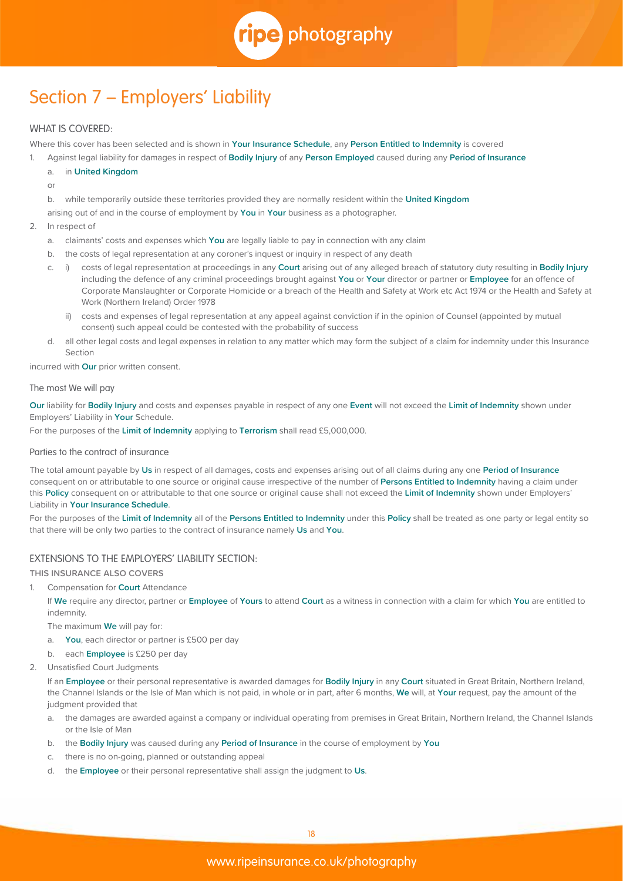# Section 7 – Employers' Liability

## WHAT IS COVERED:

Where this cover has been selected and is shown in **Your Insurance Schedule**, any **Person Entitled to Indemnity** is covered

1. Against legal liability for damages in respect of **Bodily Injury** of any **Person Employed** caused during any **Period of Insurance**
   a. in **United Kingdom**
   or
   b. while temporarily outside these territories provided they are normally resident within the **United Kingdom**
   
   arising out of and in the course of employment by **You** in **Your** business as a photographer.
2. In respect of
   a. claimants' costs and expenses which **You** are legally liable to pay in connection with any claim
   b. the costs of legal representation at any coroner's inquest or inquiry in respect of any death
   c. i) costs of legal representation at proceedings in any **Court** arising out of any alleged breach of statutory duty resulting in **Bodily Injury** including the defence of any criminal proceedings brought against **You** or **Your** director or partner or **Employee** for an offence of Corporate Manslaughter or Corporate Homicide or a breach of the Health and Safety at Work etc Act 1974 or the Health and Safety at Work (Northern Ireland) Order 1978
      ii) costs and expenses of legal representation at any appeal against conviction if in the opinion of Counsel (appointed by mutual consent) such appeal could be contested with the probability of success
   d. all other legal costs and legal expenses in relation to any matter which may form the subject of a claim for indemnity under this Insurance Section

incurred with **Our** prior written consent.

### The most We will pay

**Our** liability for **Bodily Injury** and costs and expenses payable in respect of any one **Event** will not exceed the **Limit of Indemnity** shown under Employers' Liability in **Your** Schedule.

For the purposes of the **Limit of Indemnity** applying to **Terrorism** shall read £5,000,000.

### Parties to the contract of insurance

The total amount payable by **Us** in respect of all damages, costs and expenses arising out of all claims during any one **Period of Insurance** consequent on or attributable to one source or original cause irrespective of the number of **Persons Entitled to Indemnity** having a claim under this **Policy** consequent on or attributable to that one source or original cause shall not exceed the **Limit of Indemnity** shown under Employers' Liability in **Your Insurance Schedule**.

For the purposes of the **Limit of Indemnity** all of the **Persons Entitled to Indemnity** under this **Policy** shall be treated as one party or legal entity so that there will be only two parties to the contract of insurance namely **Us** and **You**.

## EXTENSIONS TO THE EMPLOYERS' LIABILITY SECTION:

**THIS INSURANCE ALSO COVERS**

1. Compensation for **Court** Attendance

   If **We** require any director, partner or **Employee** of **Yours** to attend **Court** as a witness in connection with a claim for which **You** are entitled to indemnity.

   The maximum **We** will pay for:
   a. **You**, each director or partner is £500 per day
   b. each **Employee** is £250 per day
2. Unsatisfied Court Judgments

   If an **Employee** or their personal representative is awarded damages for **Bodily Injury** in any **Court** situated in Great Britain, Northern Ireland, the Channel Islands or the Isle of Man which is not paid, in whole or in part, after 6 months, **We** will, at **Your** request, pay the amount of the judgment provided that
   a. the damages are awarded against a company or individual operating from premises in Great Britain, Northern Ireland, the Channel Islands or the Isle of Man
   b. the **Bodily Injury** was caused during any **Period of Insurance** in the course of employment by **You**
   c. there is no on-going, planned or outstanding appeal
   d. the **Employee** or their personal representative shall assign the judgment to **Us**.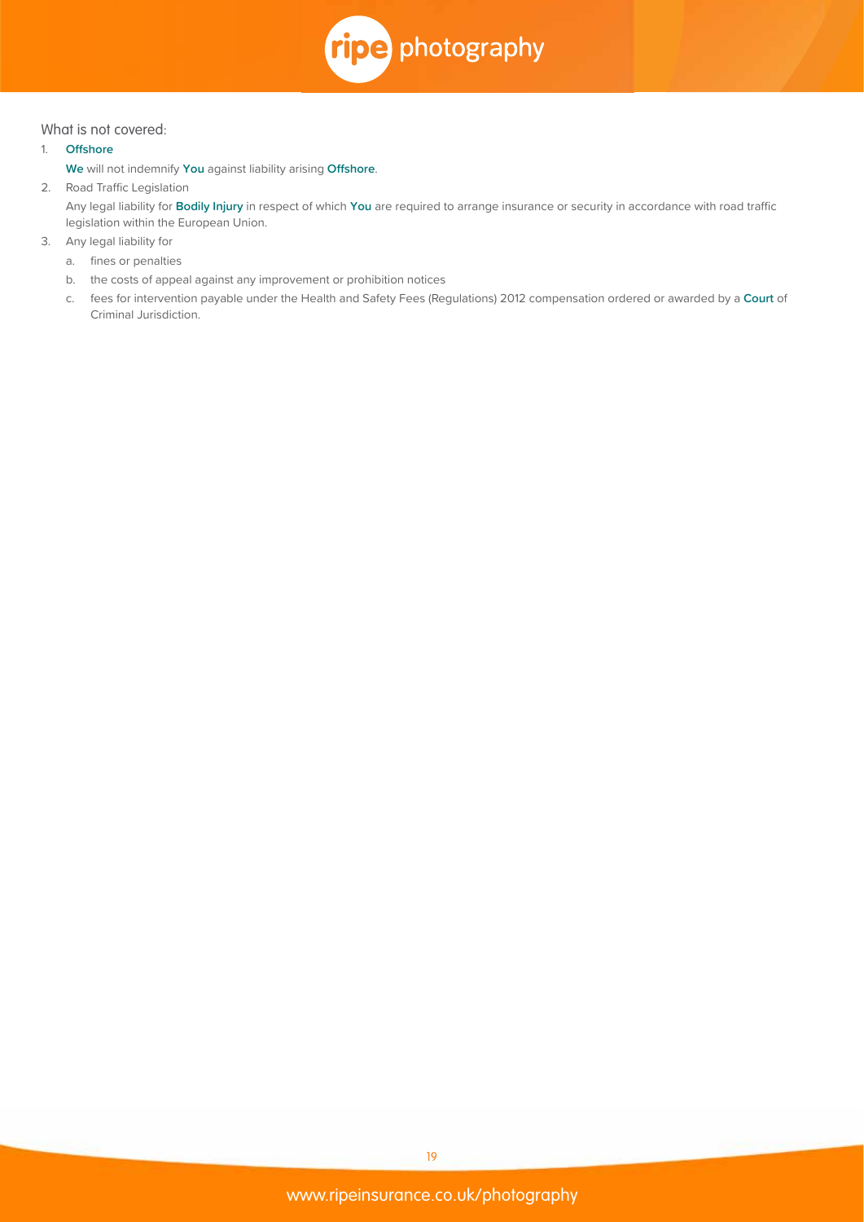What is not covered:

1. **Offshore**

   **We** will not indemnify **You** against liability arising **Offshore**.

2. Road Traffic Legislation

   Any legal liability for **Bodily Injury** in respect of which **You** are required to arrange insurance or security in accordance with road traffic legislation within the European Union.

3. Any legal liability for

   a. fines or penalties

   b. the costs of appeal against any improvement or prohibition notices

   c. fees for intervention payable under the Health and Safety Fees (Regulations) 2012 compensation ordered or awarded by a **Court** of Criminal Jurisdiction.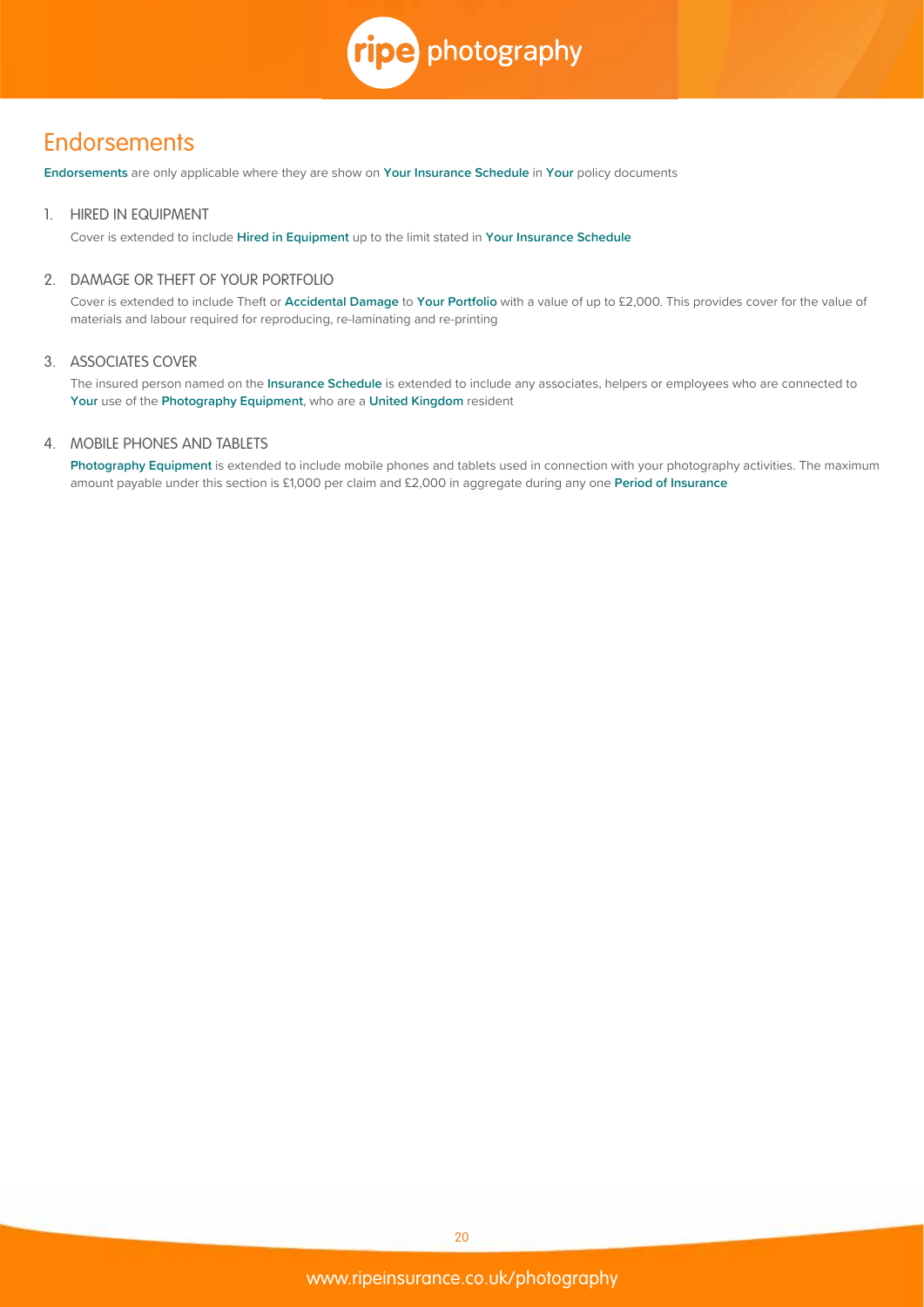# Endorsements

**Endorsements** are only applicable where they are show on **Your Insurance Schedule** in **Your** policy documents

1. HIRED IN EQUIPMENT

   Cover is extended to include **Hired in Equipment** up to the limit stated in **Your Insurance Schedule**

2. DAMAGE OR THEFT OF YOUR PORTFOLIO

   Cover is extended to include Theft or **Accidental Damage** to **Your Portfolio** with a value of up to £2,000. This provides cover for the value of materials and labour required for reproducing, re-laminating and re-printing

3. ASSOCIATES COVER

   The insured person named on the **Insurance Schedule** is extended to include any associates, helpers or employees who are connected to **Your** use of the **Photography Equipment**, who are a **United Kingdom** resident

4. MOBILE PHONES AND TABLETS

   **Photography Equipment** is extended to include mobile phones and tablets used in connection with your photography activities. The maximum amount payable under this section is £1,000 per claim and £2,000 in aggregate during any one **Period of Insurance**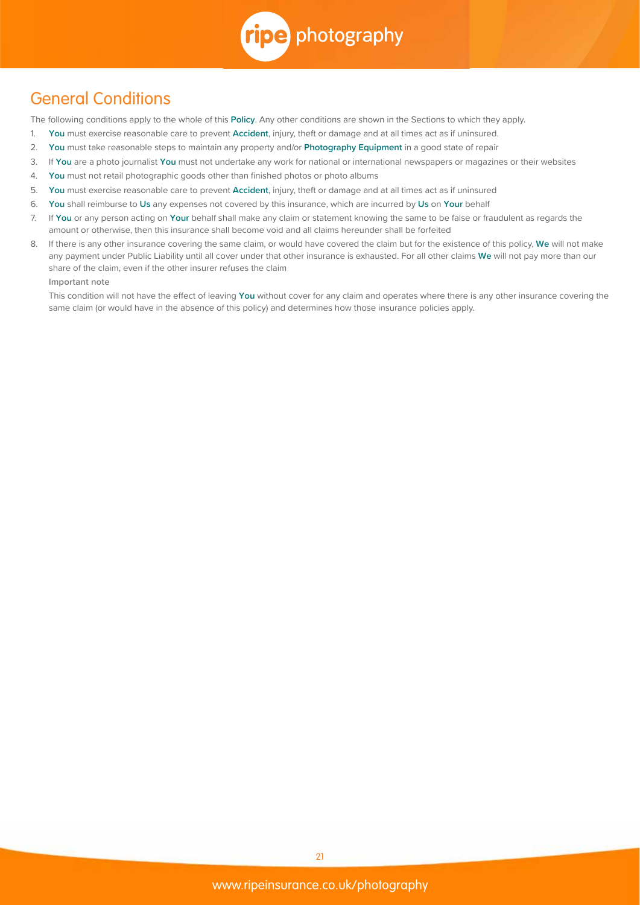## General Conditions

The following conditions apply to the whole of this **Policy**. Any other conditions are shown in the Sections to which they apply.

1. **You** must exercise reasonable care to prevent **Accident**, injury, theft or damage and at all times act as if uninsured.
2. **You** must take reasonable steps to maintain any property and/or **Photography Equipment** in a good state of repair
3. If **You** are a photo journalist **You** must not undertake any work for national or international newspapers or magazines or their websites
4. **You** must not retail photographic goods other than finished photos or photo albums
5. **You** must exercise reasonable care to prevent **Accident**, injury, theft or damage and at all times act as if uninsured
6. **You** shall reimburse to **Us** any expenses not covered by this insurance, which are incurred by **Us** on **Your** behalf
7. If **You** or any person acting on **Your** behalf shall make any claim or statement knowing the same to be false or fraudulent as regards the amount or otherwise, then this insurance shall become void and all claims hereunder shall be forfeited
8. If there is any other insurance covering the same claim, or would have covered the claim but for the existence of this policy, **We** will not make any payment under Public Liability until all cover under that other insurance is exhausted. For all other claims **We** will not pay more than our share of the claim, even if the other insurer refuses the claim

   **Important note**

   This condition will not have the effect of leaving **You** without cover for any claim and operates where there is any other insurance covering the same claim (or would have in the absence of this policy) and determines how those insurance policies apply.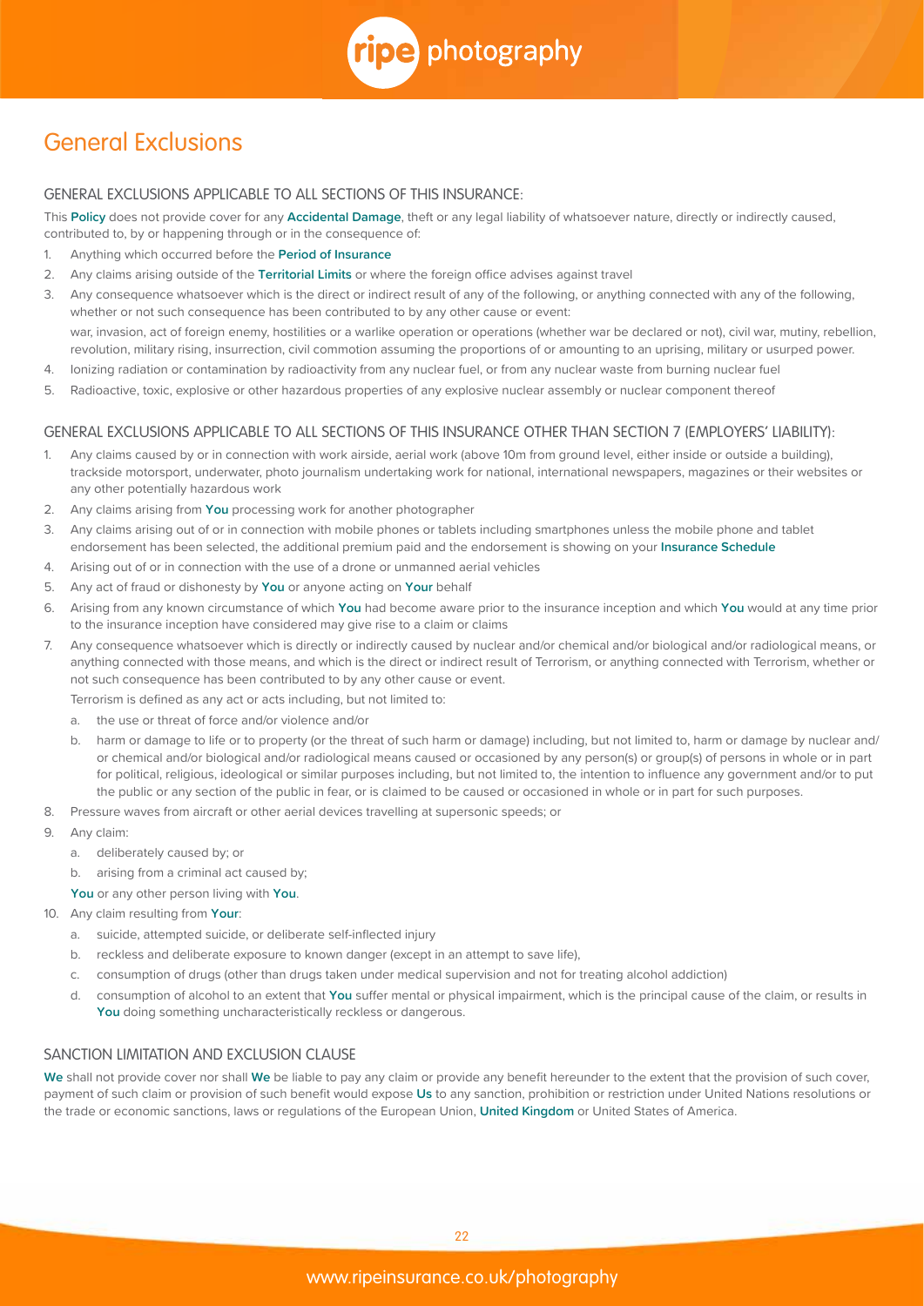# General Exclusions

## GENERAL EXCLUSIONS APPLICABLE TO ALL SECTIONS OF THIS INSURANCE:

This **Policy** does not provide cover for any **Accidental Damage**, theft or any legal liability of whatsoever nature, directly or indirectly caused, contributed to, by or happening through or in the consequence of:

1. Anything which occurred before the **Period of Insurance**
2. Any claims arising outside of the **Territorial Limits** or where the foreign office advises against travel
3. Any consequence whatsoever which is the direct or indirect result of any of the following, or anything connected with any of the following, whether or not such consequence has been contributed to by any other cause or event:

   war, invasion, act of foreign enemy, hostilities or a warlike operation or operations (whether war be declared or not), civil war, mutiny, rebellion, revolution, military rising, insurrection, civil commotion assuming the proportions of or amounting to an uprising, military or usurped power.
4. Ionizing radiation or contamination by radioactivity from any nuclear fuel, or from any nuclear waste from burning nuclear fuel
5. Radioactive, toxic, explosive or other hazardous properties of any explosive nuclear assembly or nuclear component thereof

## GENERAL EXCLUSIONS APPLICABLE TO ALL SECTIONS OF THIS INSURANCE OTHER THAN SECTION 7 (EMPLOYERS' LIABILITY):

1. Any claims caused by or in connection with work airside, aerial work (above 10m from ground level, either inside or outside a building), trackside motorsport, underwater, photo journalism undertaking work for national, international newspapers, magazines or their websites or any other potentially hazardous work
2. Any claims arising from **You** processing work for another photographer
3. Any claims arising out of or in connection with mobile phones or tablets including smartphones unless the mobile phone and tablet endorsement has been selected, the additional premium paid and the endorsement is showing on your **Insurance Schedule**
4. Arising out of or in connection with the use of a drone or unmanned aerial vehicles
5. Any act of fraud or dishonesty by **You** or anyone acting on **Your** behalf
6. Arising from any known circumstance of which **You** had become aware prior to the insurance inception and which **You** would at any time prior to the insurance inception have considered may give rise to a claim or claims
7. Any consequence whatsoever which is directly or indirectly caused by nuclear and/or chemical and/or biological and/or radiological means, or anything connected with those means, and which is the direct or indirect result of Terrorism, or anything connected with Terrorism, whether or not such consequence has been contributed to by any other cause or event.

   Terrorism is defined as any act or acts including, but not limited to:

   a. the use or threat of force and/or violence and/or
   b. harm or damage to life or to property (or the threat of such harm or damage) including, but not limited to, harm or damage by nuclear and/or chemical and/or biological and/or radiological means caused or occasioned by any person(s) or group(s) of persons in whole or in part for political, religious, ideological or similar purposes including, but not limited to, the intention to influence any government and/or to put the public or any section of the public in fear, or is claimed to be caused or occasioned in whole or in part for such purposes.
8. Pressure waves from aircraft or other aerial devices travelling at supersonic speeds; or
9. Any claim:

   a. deliberately caused by; or
   b. arising from a criminal act caused by;

   **You** or any other person living with **You**.
10. Any claim resulting from **Your**:

    a. suicide, attempted suicide, or deliberate self-inflected injury
    b. reckless and deliberate exposure to known danger (except in an attempt to save life),
    c. consumption of drugs (other than drugs taken under medical supervision and not for treating alcohol addiction)
    d. consumption of alcohol to an extent that **You** suffer mental or physical impairment, which is the principal cause of the claim, or results in **You** doing something uncharacteristically reckless or dangerous.

## SANCTION LIMITATION AND EXCLUSION CLAUSE

**We** shall not provide cover nor shall **We** be liable to pay any claim or provide any benefit hereunder to the extent that the provision of such cover, payment of such claim or provision of such benefit would expose **Us** to any sanction, prohibition or restriction under United Nations resolutions or the trade or economic sanctions, laws or regulations of the European Union, **United Kingdom** or United States of America.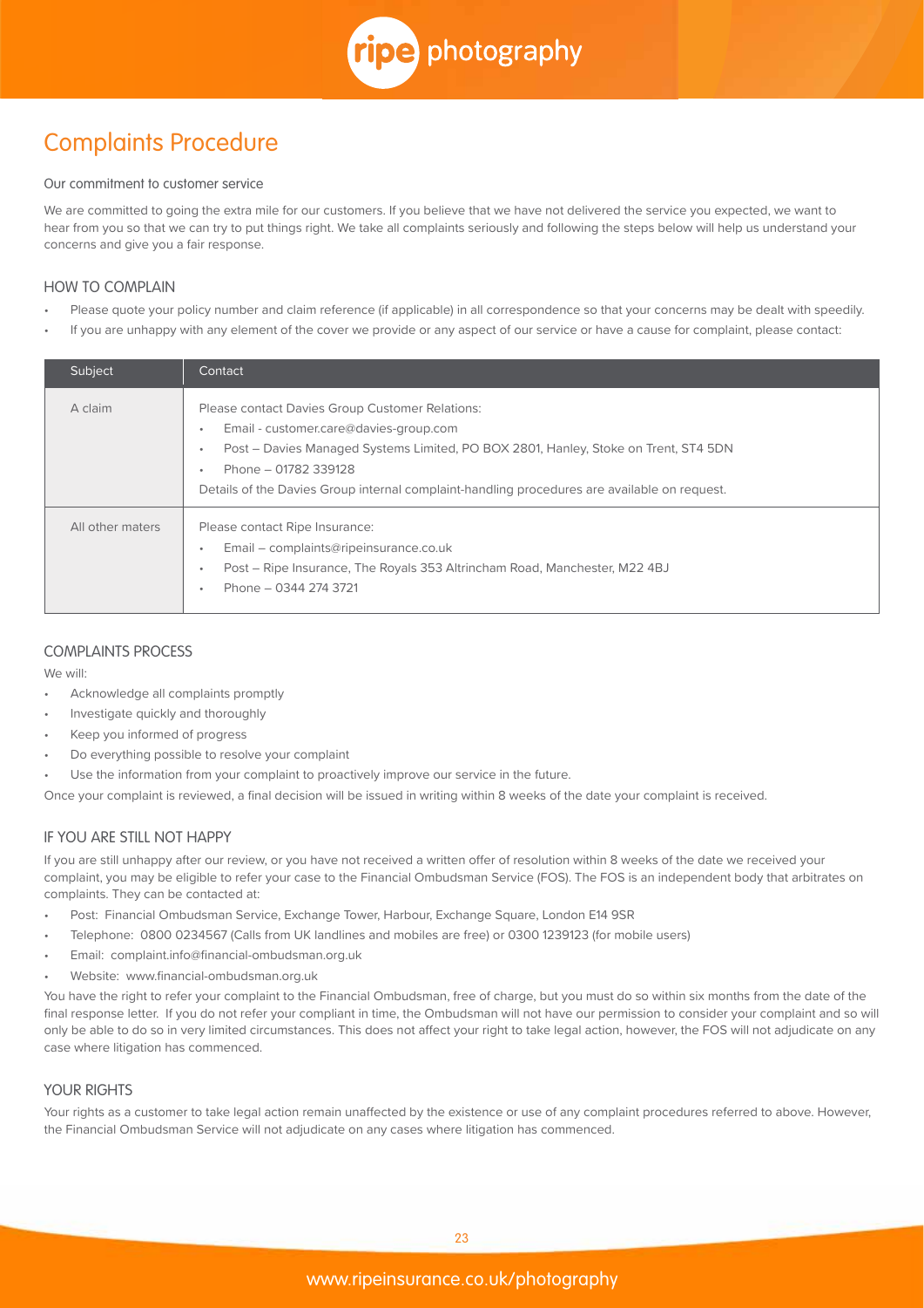# Complaints Procedure

Our commitment to customer service

We are committed to going the extra mile for our customers. If you believe that we have not delivered the service you expected, we want to hear from you so that we can try to put things right. We take all complaints seriously and following the steps below will help us understand your concerns and give you a fair response.

## HOW TO COMPLAIN

- Please quote your policy number and claim reference (if applicable) in all correspondence so that your concerns may be dealt with speedily.
- If you are unhappy with any element of the cover we provide or any aspect of our service or have a cause for complaint, please contact:

| Subject | Contact |
| --- | --- |
| A claim | Please contact Davies Group Customer Relations:<br>• Email - customer.care@davies-group.com<br>• Post – Davies Managed Systems Limited, PO BOX 2801, Hanley, Stoke on Trent, ST4 5DN<br>• Phone – 01782 339128<br>Details of the Davies Group internal complaint-handling procedures are available on request. |
| All other maters | Please contact Ripe Insurance:<br>• Email – complaints@ripeinsurance.co.uk<br>• Post – Ripe Insurance, The Royals 353 Altrincham Road, Manchester, M22 4BJ<br>• Phone – 0344 274 3721 |

## COMPLAINTS PROCESS

We will:

- Acknowledge all complaints promptly
- Investigate quickly and thoroughly
- Keep you informed of progress
- Do everything possible to resolve your complaint
- Use the information from your complaint to proactively improve our service in the future.

Once your complaint is reviewed, a final decision will be issued in writing within 8 weeks of the date your complaint is received.

## IF YOU ARE STILL NOT HAPPY

If you are still unhappy after our review, or you have not received a written offer of resolution within 8 weeks of the date we received your complaint, you may be eligible to refer your case to the Financial Ombudsman Service (FOS). The FOS is an independent body that arbitrates on complaints. They can be contacted at:

- Post: Financial Ombudsman Service, Exchange Tower, Harbour, Exchange Square, London E14 9SR
- Telephone: 0800 0234567 (Calls from UK landlines and mobiles are free) or 0300 1239123 (for mobile users)
- Email: complaint.info@financial-ombudsman.org.uk
- Website: www.financial-ombudsman.org.uk

You have the right to refer your complaint to the Financial Ombudsman, free of charge, but you must do so within six months from the date of the final response letter. If you do not refer your compliant in time, the Ombudsman will not have our permission to consider your complaint and so will only be able to do so in very limited circumstances. This does not affect your right to take legal action, however, the FOS will not adjudicate on any case where litigation has commenced.

## YOUR RIGHTS

Your rights as a customer to take legal action remain unaffected by the existence or use of any complaint procedures referred to above. However, the Financial Ombudsman Service will not adjudicate on any cases where litigation has commenced.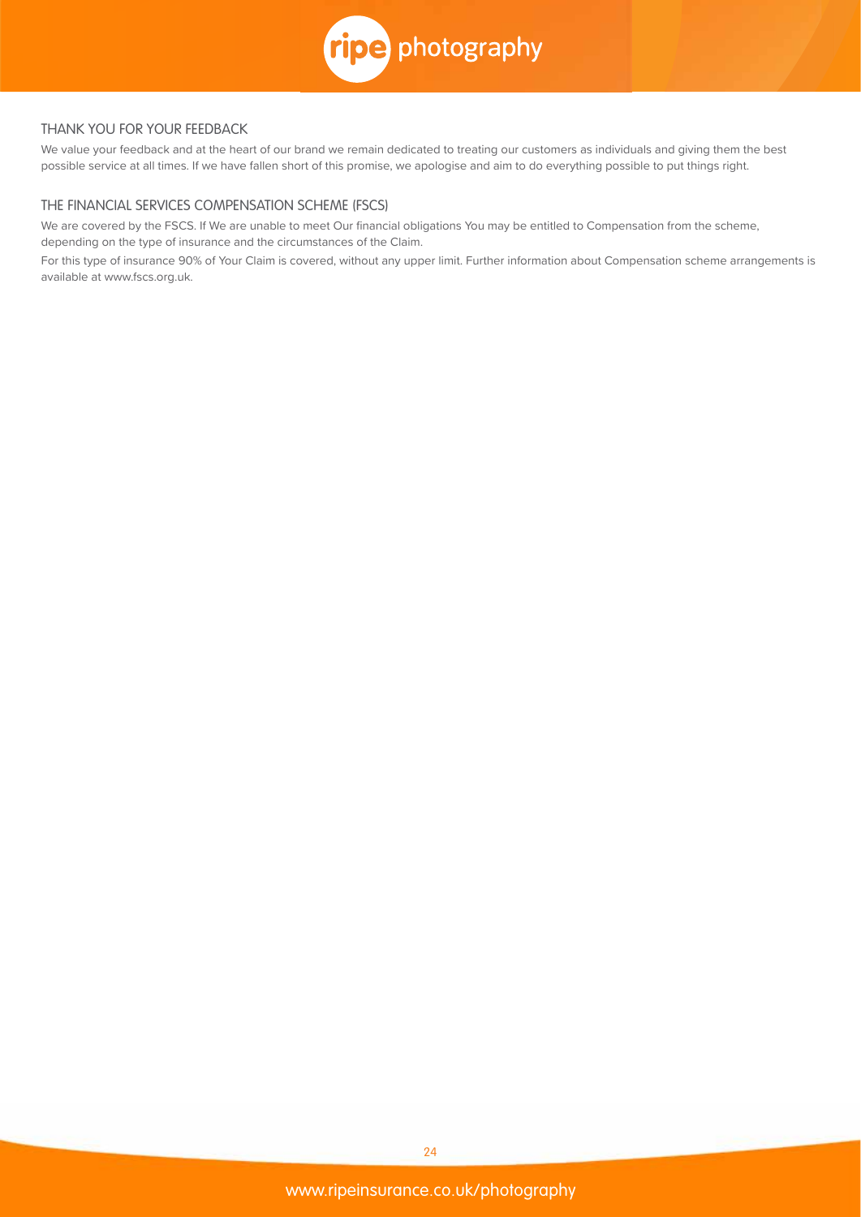## THANK YOU FOR YOUR FEEDBACK

We value your feedback and at the heart of our brand we remain dedicated to treating our customers as individuals and giving them the best possible service at all times. If we have fallen short of this promise, we apologise and aim to do everything possible to put things right.

## THE FINANCIAL SERVICES COMPENSATION SCHEME (FSCS)

We are covered by the FSCS. If We are unable to meet Our financial obligations You may be entitled to Compensation from the scheme, depending on the type of insurance and the circumstances of the Claim.

For this type of insurance 90% of Your Claim is covered, without any upper limit. Further information about Compensation scheme arrangements is available at www.fscs.org.uk.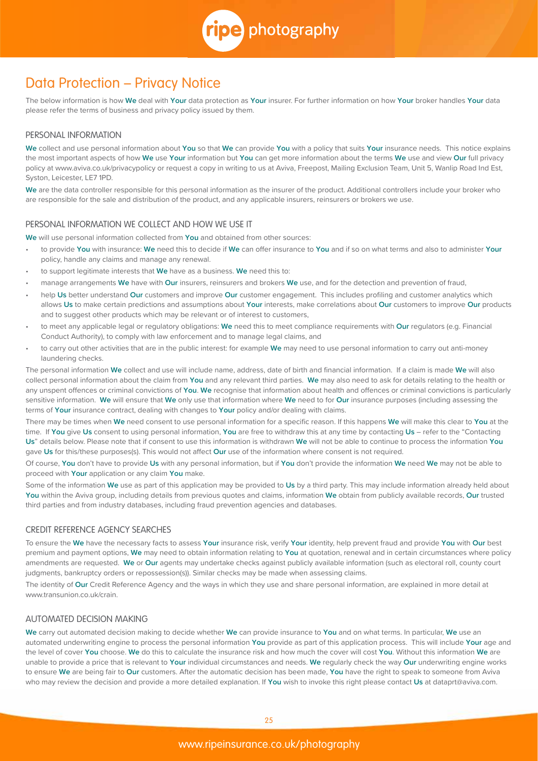# Data Protection – Privacy Notice

The below information is how **We** deal with **Your** data protection as **Your** insurer. For further information on how **Your** broker handles **Your** data please refer the terms of business and privacy policy issued by them.

## PERSONAL INFORMATION

**We** collect and use personal information about **You** so that **We** can provide **You** with a policy that suits **Your** insurance needs. This notice explains the most important aspects of how **We** use **Your** information but **You** can get more information about the terms **We** use and view **Our** full privacy policy at www.aviva.co.uk/privacypolicy or request a copy in writing to us at Aviva, Freepost, Mailing Exclusion Team, Unit 5, Wanlip Road Ind Est, Syston, Leicester, LE7 1PD.

**We** are the data controller responsible for this personal information as the insurer of the product. Additional controllers include your broker who are responsible for the sale and distribution of the product, and any applicable insurers, reinsurers or brokers we use.

## PERSONAL INFORMATION WE COLLECT AND HOW WE USE IT

**We** will use personal information collected from **You** and obtained from other sources:

- to provide **You** with insurance: **We** need this to decide if **We** can offer insurance to **You** and if so on what terms and also to administer **Your** policy, handle any claims and manage any renewal.
- to support legitimate interests that **We** have as a business. **We** need this to:
- manage arrangements **We** have with **Our** insurers, reinsurers and brokers **We** use, and for the detection and prevention of fraud,
- help **Us** better understand **Our** customers and improve **Our** customer engagement. This includes profiling and customer analytics which allows **Us** to make certain predictions and assumptions about **Your** interests, make correlations about **Our** customers to improve **Our** products and to suggest other products which may be relevant or of interest to customers,
- to meet any applicable legal or regulatory obligations: **We** need this to meet compliance requirements with **Our** regulators (e.g. Financial Conduct Authority), to comply with law enforcement and to manage legal claims, and
- to carry out other activities that are in the public interest: for example **We** may need to use personal information to carry out anti-money laundering checks.

The personal information **We** collect and use will include name, address, date of birth and financial information. If a claim is made **We** will also collect personal information about the claim from **You** and any relevant third parties. **We** may also need to ask for details relating to the health or any unspent offences or criminal convictions of **You**. **We** recognise that information about health and offences or criminal convictions is particularly sensitive information. **We** will ensure that **We** only use that information where **We** need to for **Our** insurance purposes (including assessing the terms of **Your** insurance contract, dealing with changes to **Your** policy and/or dealing with claims.

There may be times when **We** need consent to use personal information for a specific reason. If this happens **We** will make this clear to **You** at the time. If **You** give **Us** consent to using personal information, **You** are free to withdraw this at any time by contacting **Us** – refer to the "Contacting **Us**" details below. Please note that if consent to use this information is withdrawn **We** will not be able to continue to process the information **You** gave **Us** for this/these purposes(s). This would not affect **Our** use of the information where consent is not required.

Of course, **You** don't have to provide **Us** with any personal information, but if **You** don't provide the information **We** need **We** may not be able to proceed with **Your** application or any claim **You** make.

Some of the information **We** use as part of this application may be provided to **Us** by a third party. This may include information already held about **You** within the Aviva group, including details from previous quotes and claims, information **We** obtain from publicly available records, **Our** trusted third parties and from industry databases, including fraud prevention agencies and databases.

## CREDIT REFERENCE AGENCY SEARCHES

To ensure the **We** have the necessary facts to assess **Your** insurance risk, verify **Your** identity, help prevent fraud and provide **You** with **Our** best premium and payment options, **We** may need to obtain information relating to **You** at quotation, renewal and in certain circumstances where policy amendments are requested. **We** or **Our** agents may undertake checks against publicly available information (such as electoral roll, county court judgments, bankruptcy orders or repossession(s)). Similar checks may be made when assessing claims.

The identity of **Our** Credit Reference Agency and the ways in which they use and share personal information, are explained in more detail at www.transunion.co.uk/crain.

## AUTOMATED DECISION MAKING

**We** carry out automated decision making to decide whether **We** can provide insurance to **You** and on what terms. In particular, **We** use an automated underwriting engine to process the personal information **You** provide as part of this application process. This will include **Your** age and the level of cover **You** choose. **We** do this to calculate the insurance risk and how much the cover will cost **You**. Without this information **We** are unable to provide a price that is relevant to **Your** individual circumstances and needs. **We** regularly check the way **Our** underwriting engine works to ensure **We** are being fair to **Our** customers. After the automatic decision has been made, **You** have the right to speak to someone from Aviva who may review the decision and provide a more detailed explanation. If **You** wish to invoke this right please contact **Us** at dataprt@aviva.com.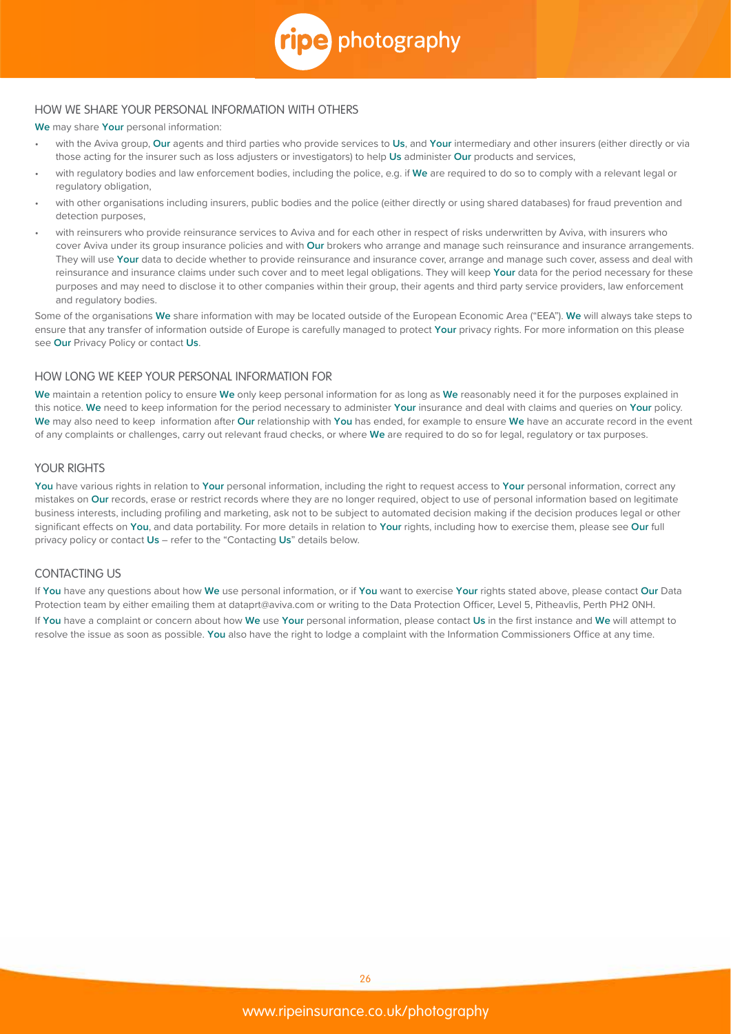## HOW WE SHARE YOUR PERSONAL INFORMATION WITH OTHERS

**We** may share **Your** personal information:

- with the Aviva group, **Our** agents and third parties who provide services to **Us**, and **Your** intermediary and other insurers (either directly or via those acting for the insurer such as loss adjusters or investigators) to help **Us** administer **Our** products and services,
- with regulatory bodies and law enforcement bodies, including the police, e.g. if **We** are required to do so to comply with a relevant legal or regulatory obligation,
- with other organisations including insurers, public bodies and the police (either directly or using shared databases) for fraud prevention and detection purposes,
- with reinsurers who provide reinsurance services to Aviva and for each other in respect of risks underwritten by Aviva, with insurers who cover Aviva under its group insurance policies and with **Our** brokers who arrange and manage such reinsurance and insurance arrangements. They will use **Your** data to decide whether to provide reinsurance and insurance cover, arrange and manage such cover, assess and deal with reinsurance and insurance claims under such cover and to meet legal obligations. They will keep **Your** data for the period necessary for these purposes and may need to disclose it to other companies within their group, their agents and third party service providers, law enforcement and regulatory bodies.

Some of the organisations **We** share information with may be located outside of the European Economic Area ("EEA"). **We** will always take steps to ensure that any transfer of information outside of Europe is carefully managed to protect **Your** privacy rights. For more information on this please see **Our** Privacy Policy or contact **Us**.

## HOW LONG WE KEEP YOUR PERSONAL INFORMATION FOR

**We** maintain a retention policy to ensure **We** only keep personal information for as long as **We** reasonably need it for the purposes explained in this notice. **We** need to keep information for the period necessary to administer **Your** insurance and deal with claims and queries on **Your** policy. **We** may also need to keep information after **Our** relationship with **You** has ended, for example to ensure **We** have an accurate record in the event of any complaints or challenges, carry out relevant fraud checks, or where **We** are required to do so for legal, regulatory or tax purposes.

## YOUR RIGHTS

**You** have various rights in relation to **Your** personal information, including the right to request access to **Your** personal information, correct any mistakes on **Our** records, erase or restrict records where they are no longer required, object to use of personal information based on legitimate business interests, including profiling and marketing, ask not to be subject to automated decision making if the decision produces legal or other significant effects on **You**, and data portability. For more details in relation to **Your** rights, including how to exercise them, please see **Our** full privacy policy or contact **Us** – refer to the "Contacting **Us**" details below.

## CONTACTING US

If **You** have any questions about how **We** use personal information, or if **You** want to exercise **Your** rights stated above, please contact **Our** Data Protection team by either emailing them at dataprt@aviva.com or writing to the Data Protection Officer, Level 5, Pitheavlis, Perth PH2 0NH.

If **You** have a complaint or concern about how **We** use **Your** personal information, please contact **Us** in the first instance and **We** will attempt to resolve the issue as soon as possible. **You** also have the right to lodge a complaint with the Information Commissioners Office at any time.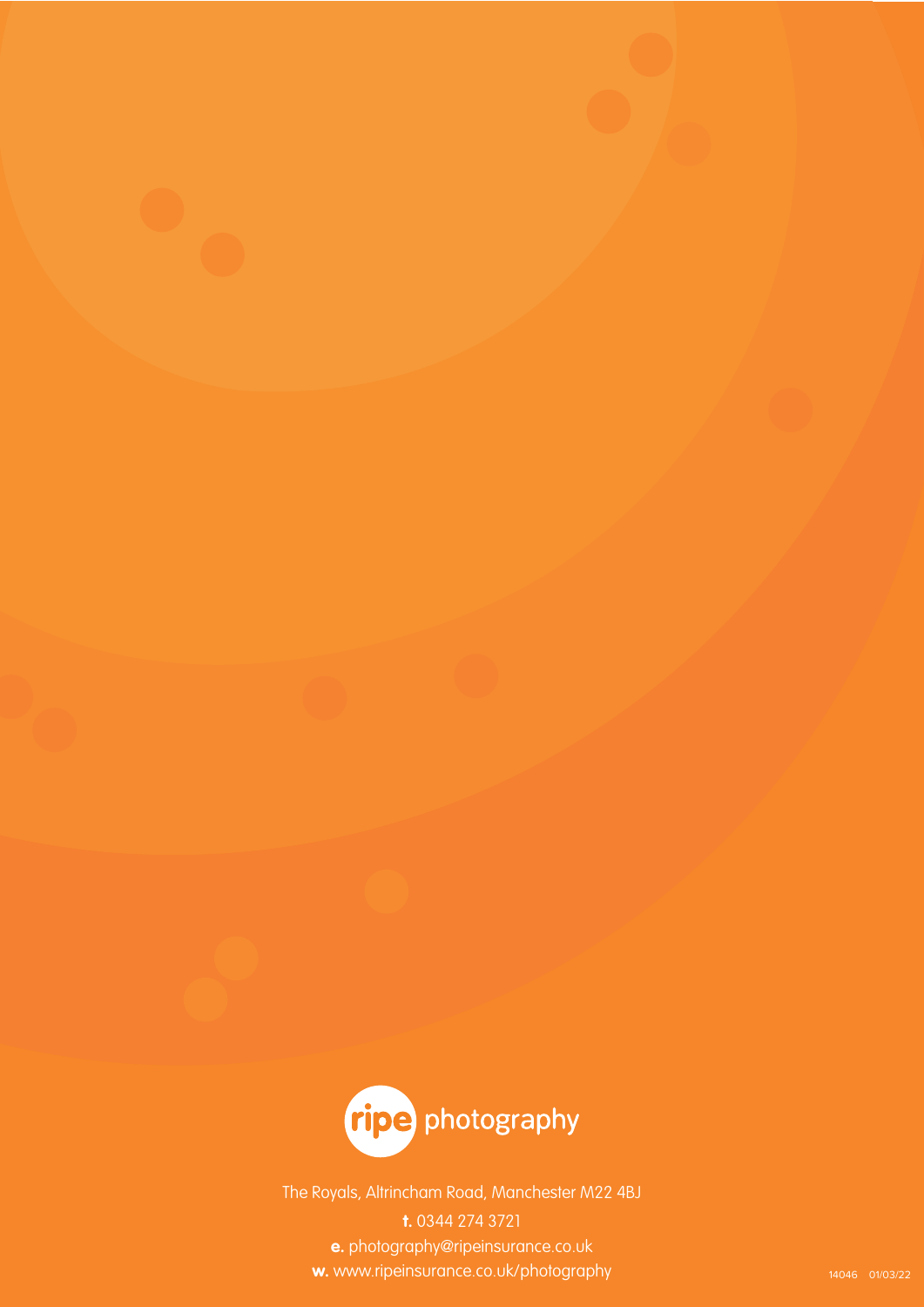ripe photography

The Royals, Altrincham Road, Manchester M22 4BJ

**t.** 0344 274 3721

**e.** photography@ripeinsurance.co.uk

**w.** www.ripeinsurance.co.uk/photography

14046 01/03/22